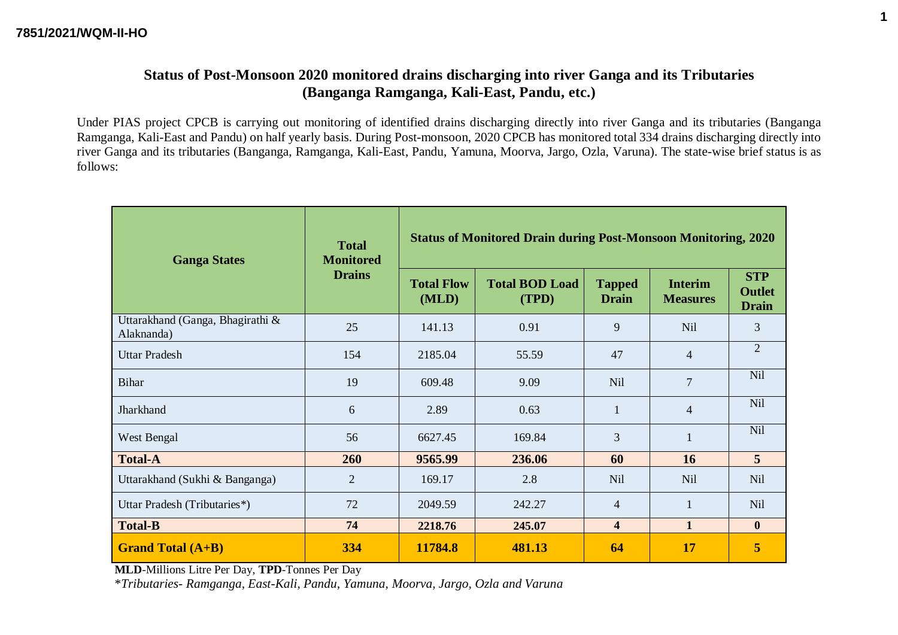7851/2021/WQM-II-HO

## Status of Post-Monsoon 2020 monitored drains discharging into river Ganga and its Tributaries (Banganga Ramganga, Kali-East, Pandu, etc.)

Under PIAS project CPCB is carrying out monitoring of identified drains discharging directly into river Ganga and its tributaries (Banganga Ramganga, Kali-East and Pandu) on half yearly basis. During Post-monsoon, 2020 CPCB has monitored total 334 drains discharging directly into river Ganga and its tributaries (Banganga, Ramganga, Kali-East, Pandu, Yamuna, Moorva, Jargo, Ozla, Varuna). The state-wise brief status is as follows:

| Ganga States | Total Monitored Drains | Status of Monitored Drain during Post-Monsoon Monitoring, 2020 | | | | |
|---|---|---|---|---|---|---|
| | | Total Flow (MLD) | Total BOD Load (TPD) | Tapped Drain | Interim Measures | STP Outlet Drain |
| Uttarakhand (Ganga, Bhagirathi & Alaknanda) | 25 | 141.13 | 0.91 | 9 | Nil | 3 |
| Uttar Pradesh | 154 | 2185.04 | 55.59 | 47 | 4 | 2 |
| Bihar | 19 | 609.48 | 9.09 | Nil | 7 | Nil |
| Jharkhand | 6 | 2.89 | 0.63 | 1 | 4 | Nil |
| West Bengal | 56 | 6627.45 | 169.84 | 3 | 1 | Nil |
| **Total-A** | **260** | **9565.99** | **236.06** | **60** | **16** | **5** |
| Uttarakhand (Sukhi & Banganga) | 2 | 169.17 | 2.8 | Nil | Nil | Nil |
| Uttar Pradesh (Tributaries*) | 72 | 2049.59 | 242.27 | 4 | 1 | Nil |
| **Total-B** | **74** | **2218.76** | **245.07** | **4** | **1** | **0** |
| **Grand Total (A+B)** | **334** | **11784.8** | **481.13** | **64** | **17** | **5** |

**MLD**-Millions Litre Per Day, **TPD**-Tonnes Per Day

**Tributaries- Ramganga, East-Kali, Pandu, Yamuna, Moorva, Jargo, Ozla and Varuna*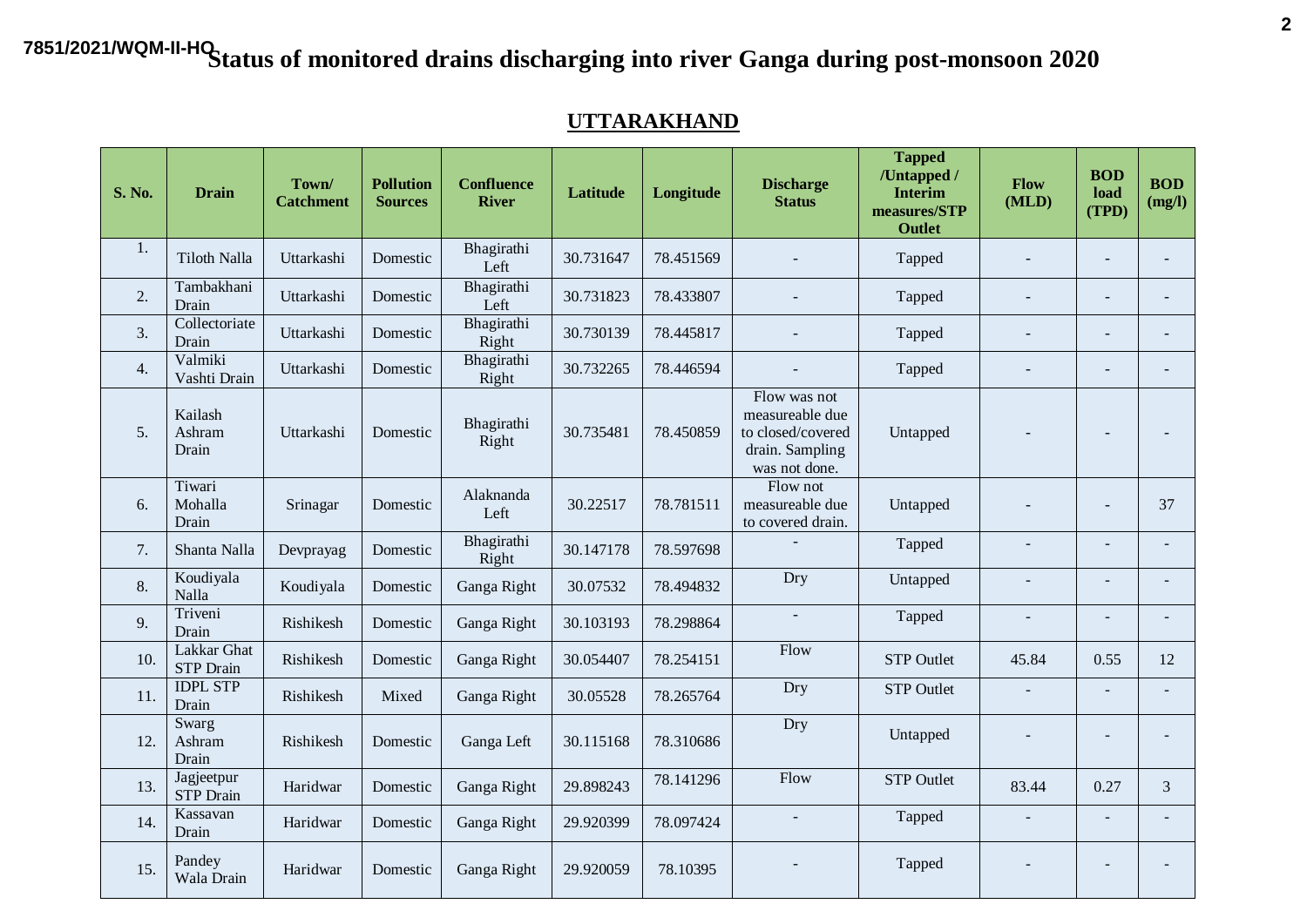7851/2021/WQM-II-HQ

# Status of monitored drains discharging into river Ganga during post-monsoon 2020

## UTTARAKHAND

| S. No. | Drain | Town/ Catchment | Pollution Sources | Confluence River | Latitude | Longitude | Discharge Status | Tapped /Untapped / Interim measures/STP Outlet | Flow (MLD) | BOD load (TPD) | BOD (mg/l) |
|---|---|---|---|---|---|---|---|---|---|---|---|
| 1. | Tiloth Nalla | Uttarkashi | Domestic | Bhagirathi Left | 30.731647 | 78.451569 | - | Tapped | - | - | - |
| 2. | Tambakhani Drain | Uttarkashi | Domestic | Bhagirathi Left | 30.731823 | 78.433807 | - | Tapped | - | - | - |
| 3. | Collectoriate Drain | Uttarkashi | Domestic | Bhagirathi Right | 30.730139 | 78.445817 | - | Tapped | - | - | - |
| 4. | Valmiki Vashti Drain | Uttarkashi | Domestic | Bhagirathi Right | 30.732265 | 78.446594 | - | Tapped | - | - | - |
| 5. | Kailash Ashram Drain | Uttarkashi | Domestic | Bhagirathi Right | 30.735481 | 78.450859 | Flow was not measureable due to closed/covered drain. Sampling was not done. | Untapped | - | - | - |
| 6. | Tiwari Mohalla Drain | Srinagar | Domestic | Alaknanda Left | 30.22517 | 78.781511 | Flow not measureable due to covered drain. | Untapped | - | - | 37 |
| 7. | Shanta Nalla | Devprayag | Domestic | Bhagirathi Right | 30.147178 | 78.597698 | - | Tapped | - | - | - |
| 8. | Koudiyala Nalla | Koudiyala | Domestic | Ganga Right | 30.07532 | 78.494832 | Dry | Untapped | - | - | - |
| 9. | Triveni Drain | Rishikesh | Domestic | Ganga Right | 30.103193 | 78.298864 | - | Tapped | - | - | - |
| 10. | Lakkar Ghat STP Drain | Rishikesh | Domestic | Ganga Right | 30.054407 | 78.254151 | Flow | STP Outlet | 45.84 | 0.55 | 12 |
| 11. | IDPL STP Drain | Rishikesh | Mixed | Ganga Right | 30.05528 | 78.265764 | Dry | STP Outlet | - | - | - |
| 12. | Swarg Ashram Drain | Rishikesh | Domestic | Ganga Left | 30.115168 | 78.310686 | Dry | Untapped | - | - | - |
| 13. | Jagjeetpur STP Drain | Haridwar | Domestic | Ganga Right | 29.898243 | 78.141296 | Flow | STP Outlet | 83.44 | 0.27 | 3 |
| 14. | Kassavan Drain | Haridwar | Domestic | Ganga Right | 29.920399 | 78.097424 | - | Tapped | - | - | - |
| 15. | Pandey Wala Drain | Haridwar | Domestic | Ganga Right | 29.920059 | 78.10395 | - | Tapped | - | - | - |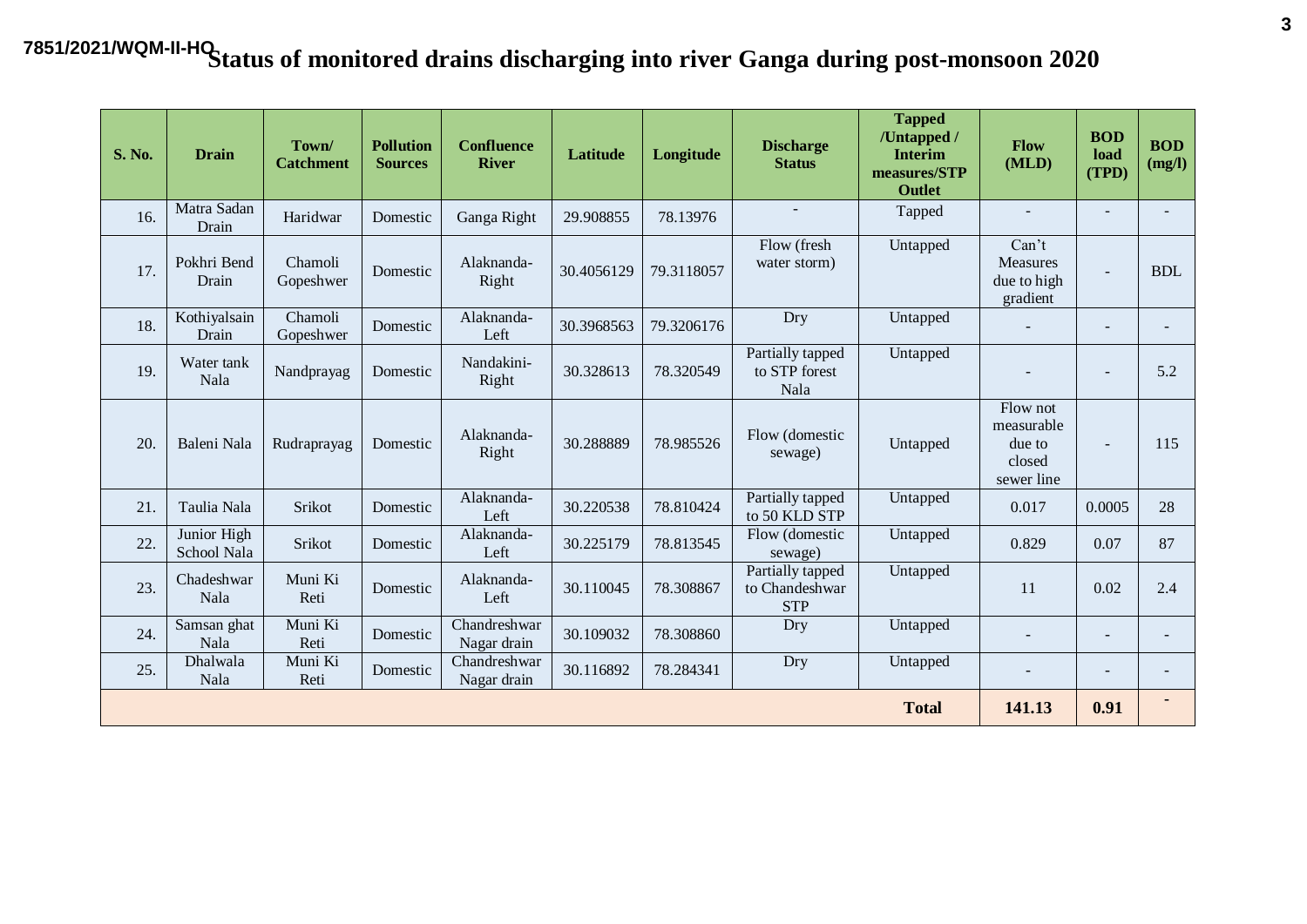7851/2021/WQM-II-HO

# Status of monitored drains discharging into river Ganga during post-monsoon 2020

| S. No. | Drain | Town/ Catchment | Pollution Sources | Confluence River | Latitude | Longitude | Discharge Status | Tapped /Untapped / Interim measures/STP Outlet | Flow (MLD) | BOD load (TPD) | BOD (mg/l) |
|---|---|---|---|---|---|---|---|---|---|---|---|
| 16. | Matra Sadan Drain | Haridwar | Domestic | Ganga Right | 29.908855 | 78.13976 | - | Tapped | - | - | - |
| 17. | Pokhri Bend Drain | Chamoli Gopeshwer | Domestic | Alaknanda- Right | 30.4056129 | 79.3118057 | Flow (fresh water storm) | Untapped | Can't Measures due to high gradient | - | BDL |
| 18. | Kothiyalsain Drain | Chamoli Gopeshwer | Domestic | Alaknanda- Left | 30.3968563 | 79.3206176 | Dry | Untapped | - | - | - |
| 19. | Water tank Nala | Nandprayag | Domestic | Nandakini- Right | 30.328613 | 78.320549 | Partially tapped to STP forest Nala | Untapped | - | - | 5.2 |
| 20. | Baleni Nala | Rudraprayag | Domestic | Alaknanda- Right | 30.288889 | 78.985526 | Flow (domestic sewage) | Untapped | Flow not measurable due to closed sewer line | - | 115 |
| 21. | Taulia Nala | Srikot | Domestic | Alaknanda- Left | 30.220538 | 78.810424 | Partially tapped to 50 KLD STP | Untapped | 0.017 | 0.0005 | 28 |
| 22. | Junior High School Nala | Srikot | Domestic | Alaknanda- Left | 30.225179 | 78.813545 | Flow (domestic sewage) | Untapped | 0.829 | 0.07 | 87 |
| 23. | Chadeshwar Nala | Muni Ki Reti | Domestic | Alaknanda- Left | 30.110045 | 78.308867 | Partially tapped to Chandeshwar STP | Untapped | 11 | 0.02 | 2.4 |
| 24. | Samsan ghat Nala | Muni Ki Reti | Domestic | Chandreshwar Nagar drain | 30.109032 | 78.308860 | Dry | Untapped | - | - | - |
| 25. | Dhalwala Nala | Muni Ki Reti | Domestic | Chandreshwar Nagar drain | 30.116892 | 78.284341 | Dry | Untapped | - | - | - |
| | | | | | | | | **Total** | **141.13** | **0.91** | - |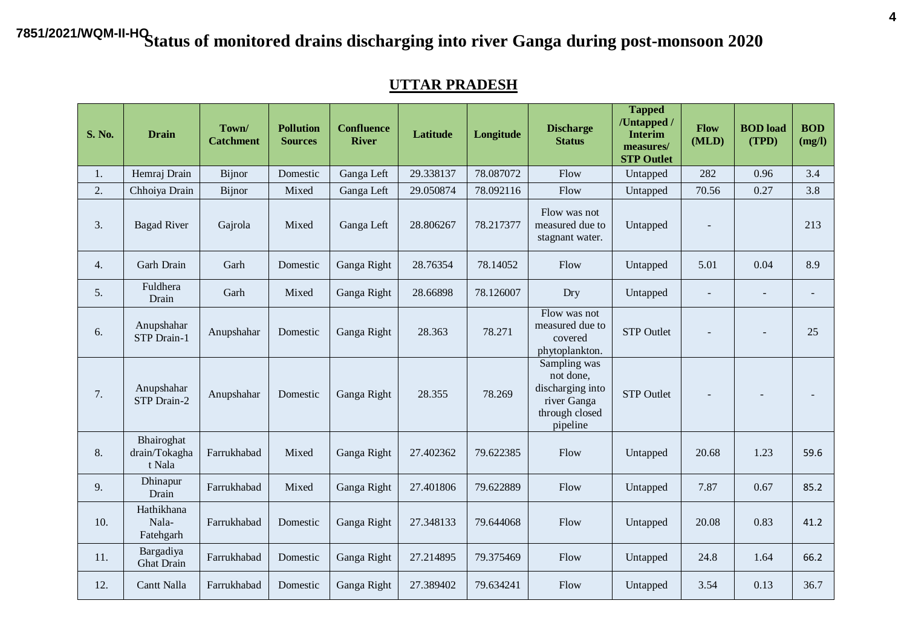7851/2021/WQM-II-HO

# Status of monitored drains discharging into river Ganga during post-monsoon 2020

## UTTAR PRADESH

| S. No. | Drain | Town/ Catchment | Pollution Sources | Confluence River | Latitude | Longitude | Discharge Status | Tapped /Untapped / Interim measures/ STP Outlet | Flow (MLD) | BOD load (TPD) | BOD (mg/l) |
|---|---|---|---|---|---|---|---|---|---|---|---|
| 1. | Hemraj Drain | Bijnor | Domestic | Ganga Left | 29.338137 | 78.087072 | Flow | Untapped | 282 | 0.96 | 3.4 |
| 2. | Chhoiya Drain | Bijnor | Mixed | Ganga Left | 29.050874 | 78.092116 | Flow | Untapped | 70.56 | 0.27 | 3.8 |
| 3. | Bagad River | Gajrola | Mixed | Ganga Left | 28.806267 | 78.217377 | Flow was not measured due to stagnant water. | Untapped | - | | 213 |
| 4. | Garh Drain | Garh | Domestic | Ganga Right | 28.76354 | 78.14052 | Flow | Untapped | 5.01 | 0.04 | 8.9 |
| 5. | Fuldhera Drain | Garh | Mixed | Ganga Right | 28.66898 | 78.126007 | Dry | Untapped | - | - | - |
| 6. | Anupshahar STP Drain-1 | Anupshahar | Domestic | Ganga Right | 28.363 | 78.271 | Flow was not measured due to covered phytoplankton. | STP Outlet | - | - | 25 |
| 7. | Anupshahar STP Drain-2 | Anupshahar | Domestic | Ganga Right | 28.355 | 78.269 | Sampling was not done, discharging into river Ganga through closed pipeline | STP Outlet | - | - | - |
| 8. | Bhairoghat drain/Tokaghat Nala | Farrukhabad | Mixed | Ganga Right | 27.402362 | 79.622385 | Flow | Untapped | 20.68 | 1.23 | 59.6 |
| 9. | Dhinapur Drain | Farrukhabad | Mixed | Ganga Right | 27.401806 | 79.622889 | Flow | Untapped | 7.87 | 0.67 | 85.2 |
| 10. | Hathikhana Nala-Fatehgarh | Farrukhabad | Domestic | Ganga Right | 27.348133 | 79.644068 | Flow | Untapped | 20.08 | 0.83 | 41.2 |
| 11. | Bargadiya Ghat Drain | Farrukhabad | Domestic | Ganga Right | 27.214895 | 79.375469 | Flow | Untapped | 24.8 | 1.64 | 66.2 |
| 12. | Cantt Nalla | Farrukhabad | Domestic | Ganga Right | 27.389402 | 79.634241 | Flow | Untapped | 3.54 | 0.13 | 36.7 |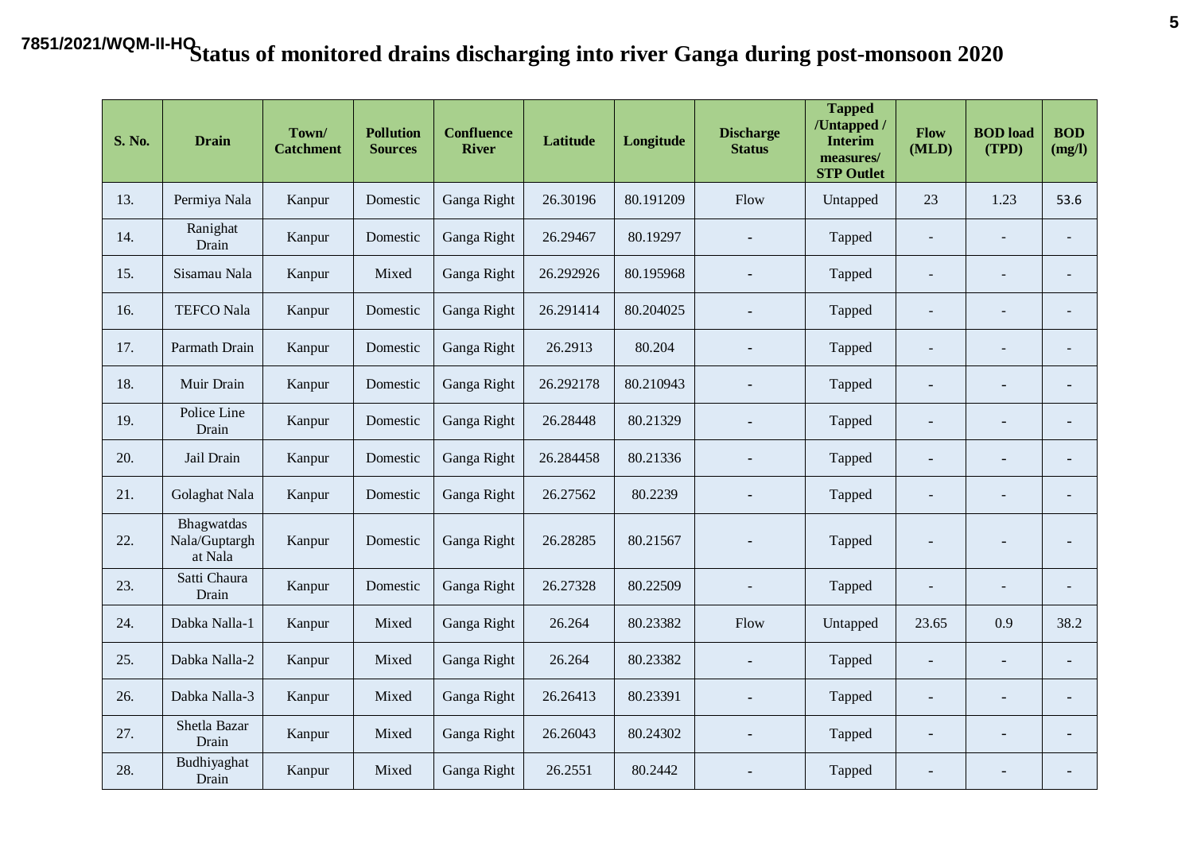7851/2021/WQM-II-HO

# Status of monitored drains discharging into river Ganga during post-monsoon 2020

| S. No. | Drain | Town/ Catchment | Pollution Sources | Confluence River | Latitude | Longitude | Discharge Status | Tapped /Untapped / Interim measures/ STP Outlet | Flow (MLD) | BOD load (TPD) | BOD (mg/l) |
|---|---|---|---|---|---|---|---|---|---|---|---|
| 13. | Permiya Nala | Kanpur | Domestic | Ganga Right | 26.30196 | 80.191209 | Flow | Untapped | 23 | 1.23 | 53.6 |
| 14. | Ranighat Drain | Kanpur | Domestic | Ganga Right | 26.29467 | 80.19297 | - | Tapped | - | - | - |
| 15. | Sisamau Nala | Kanpur | Mixed | Ganga Right | 26.292926 | 80.195968 | - | Tapped | - | - | - |
| 16. | TEFCO Nala | Kanpur | Domestic | Ganga Right | 26.291414 | 80.204025 | - | Tapped | - | - | - |
| 17. | Parmath Drain | Kanpur | Domestic | Ganga Right | 26.2913 | 80.204 | - | Tapped | - | - | - |
| 18. | Muir Drain | Kanpur | Domestic | Ganga Right | 26.292178 | 80.210943 | - | Tapped | - | - | - |
| 19. | Police Line Drain | Kanpur | Domestic | Ganga Right | 26.28448 | 80.21329 | - | Tapped | - | - | - |
| 20. | Jail Drain | Kanpur | Domestic | Ganga Right | 26.284458 | 80.21336 | - | Tapped | - | - | - |
| 21. | Golaghat Nala | Kanpur | Domestic | Ganga Right | 26.27562 | 80.2239 | - | Tapped | - | - | - |
| 22. | Bhagwatdas Nala/Guptargh at Nala | Kanpur | Domestic | Ganga Right | 26.28285 | 80.21567 | - | Tapped | - | - | - |
| 23. | Satti Chaura Drain | Kanpur | Domestic | Ganga Right | 26.27328 | 80.22509 | - | Tapped | - | - | - |
| 24. | Dabka Nalla-1 | Kanpur | Mixed | Ganga Right | 26.264 | 80.23382 | Flow | Untapped | 23.65 | 0.9 | 38.2 |
| 25. | Dabka Nalla-2 | Kanpur | Mixed | Ganga Right | 26.264 | 80.23382 | - | Tapped | - | - | - |
| 26. | Dabka Nalla-3 | Kanpur | Mixed | Ganga Right | 26.26413 | 80.23391 | - | Tapped | - | - | - |
| 27. | Shetla Bazar Drain | Kanpur | Mixed | Ganga Right | 26.26043 | 80.24302 | - | Tapped | - | - | - |
| 28. | Budhiyaghat Drain | Kanpur | Mixed | Ganga Right | 26.2551 | 80.2442 | - | Tapped | - | - | - |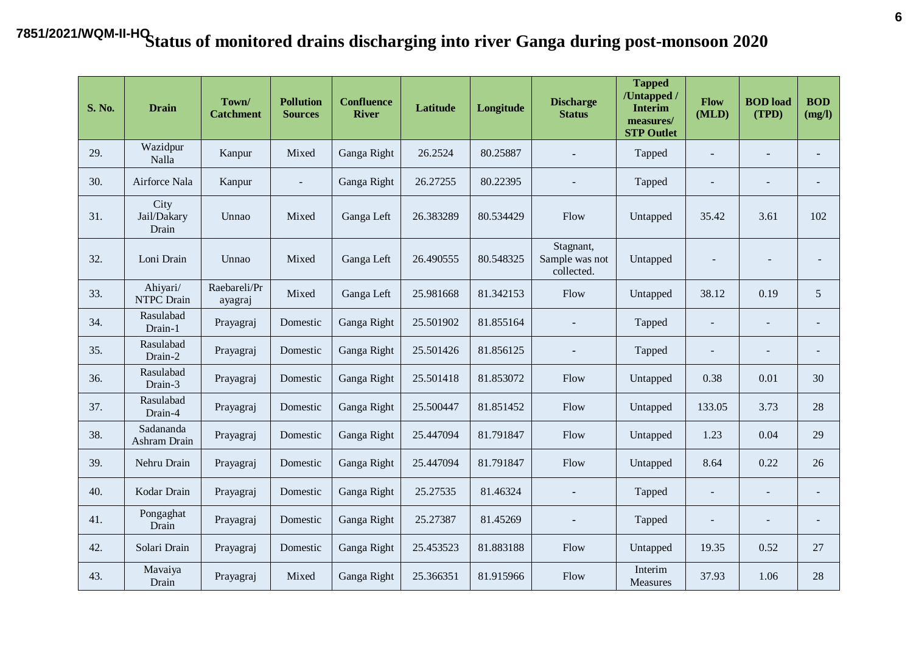7851/2021/WQM-II-HQ

# Status of monitored drains discharging into river Ganga during post-monsoon 2020

| S. No. | Drain | Town/ Catchment | Pollution Sources | Confluence River | Latitude | Longitude | Discharge Status | Tapped /Untapped / Interim measures/ STP Outlet | Flow (MLD) | BOD load (TPD) | BOD (mg/l) |
|---|---|---|---|---|---|---|---|---|---|---|---|
| 29. | Wazidpur Nalla | Kanpur | Mixed | Ganga Right | 26.2524 | 80.25887 | - | Tapped | - | - | - |
| 30. | Airforce Nala | Kanpur | - | Ganga Right | 26.27255 | 80.22395 | - | Tapped | - | - | - |
| 31. | City Jail/Dakary Drain | Unnao | Mixed | Ganga Left | 26.383289 | 80.534429 | Flow | Untapped | 35.42 | 3.61 | 102 |
| 32. | Loni Drain | Unnao | Mixed | Ganga Left | 26.490555 | 80.548325 | Stagnant, Sample was not collected. | Untapped | - | - | - |
| 33. | Ahiyari/ NTPC Drain | Raebareli/Prayagraj | Mixed | Ganga Left | 25.981668 | 81.342153 | Flow | Untapped | 38.12 | 0.19 | 5 |
| 34. | Rasulabad Drain-1 | Prayagraj | Domestic | Ganga Right | 25.501902 | 81.855164 | - | Tapped | - | - | - |
| 35. | Rasulabad Drain-2 | Prayagraj | Domestic | Ganga Right | 25.501426 | 81.856125 | - | Tapped | - | - | - |
| 36. | Rasulabad Drain-3 | Prayagraj | Domestic | Ganga Right | 25.501418 | 81.853072 | Flow | Untapped | 0.38 | 0.01 | 30 |
| 37. | Rasulabad Drain-4 | Prayagraj | Domestic | Ganga Right | 25.500447 | 81.851452 | Flow | Untapped | 133.05 | 3.73 | 28 |
| 38. | Sadananda Ashram Drain | Prayagraj | Domestic | Ganga Right | 25.447094 | 81.791847 | Flow | Untapped | 1.23 | 0.04 | 29 |
| 39. | Nehru Drain | Prayagraj | Domestic | Ganga Right | 25.447094 | 81.791847 | Flow | Untapped | 8.64 | 0.22 | 26 |
| 40. | Kodar Drain | Prayagraj | Domestic | Ganga Right | 25.27535 | 81.46324 | - | Tapped | - | - | - |
| 41. | Pongaghat Drain | Prayagraj | Domestic | Ganga Right | 25.27387 | 81.45269 | - | Tapped | - | - | - |
| 42. | Solari Drain | Prayagraj | Domestic | Ganga Right | 25.453523 | 81.883188 | Flow | Untapped | 19.35 | 0.52 | 27 |
| 43. | Mavaiya Drain | Prayagraj | Mixed | Ganga Right | 25.366351 | 81.915966 | Flow | Interim Measures | 37.93 | 1.06 | 28 |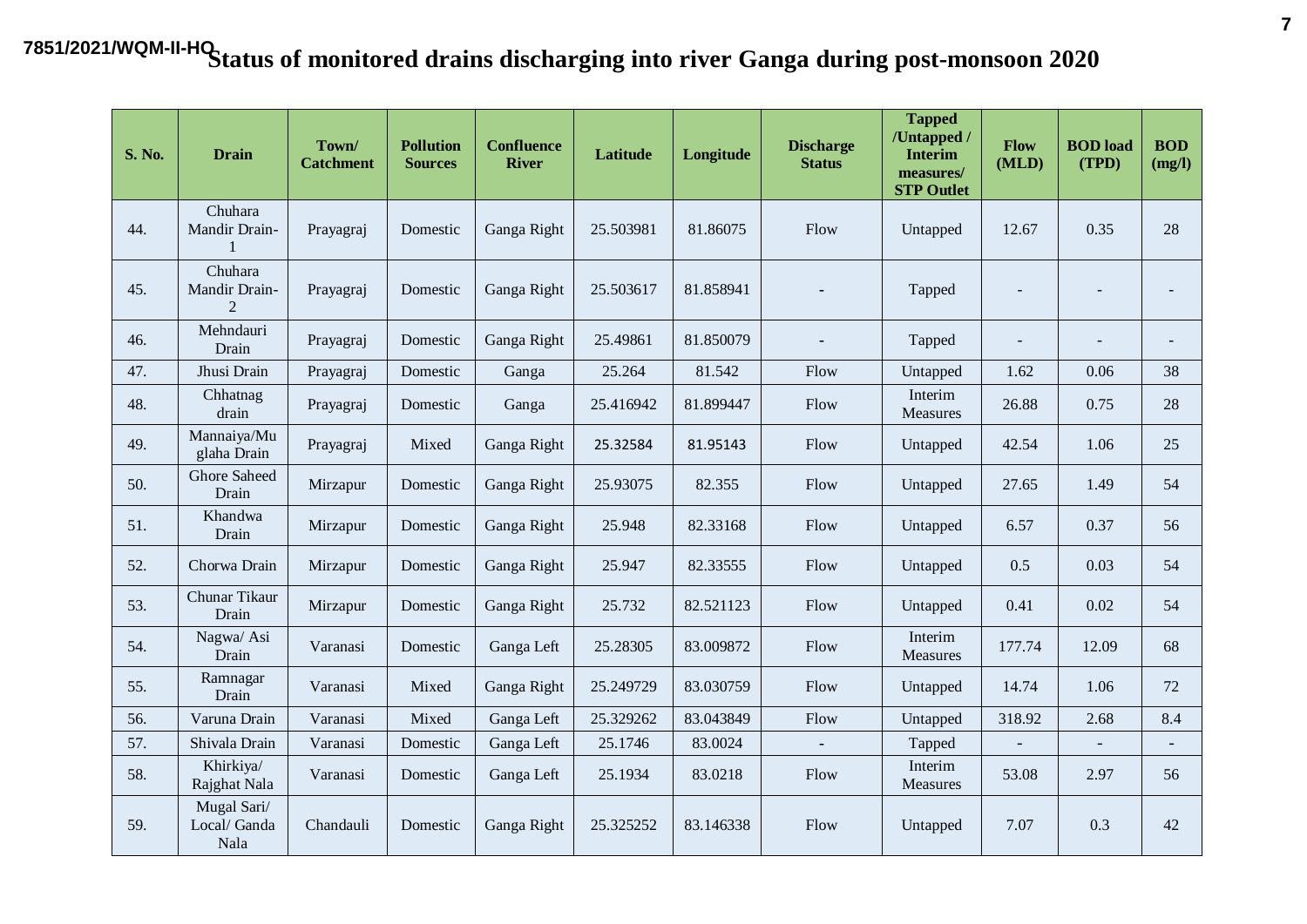7851/2021/WQM-II-HO

# Status of monitored drains discharging into river Ganga during post-monsoon 2020

| S. No. | Drain | Town/ Catchment | Pollution Sources | Confluence River | Latitude | Longitude | Discharge Status | Tapped /Untapped / Interim measures/ STP Outlet | Flow (MLD) | BOD load (TPD) | BOD (mg/l) |
|---|---|---|---|---|---|---|---|---|---|---|---|
| 44. | Chuhara Mandir Drain-1 | Prayagraj | Domestic | Ganga Right | 25.503981 | 81.86075 | Flow | Untapped | 12.67 | 0.35 | 28 |
| 45. | Chuhara Mandir Drain-2 | Prayagraj | Domestic | Ganga Right | 25.503617 | 81.858941 | - | Tapped | - | - | - |
| 46. | Mehndauri Drain | Prayagraj | Domestic | Ganga Right | 25.49861 | 81.850079 | - | Tapped | - | - | - |
| 47. | Jhusi Drain | Prayagraj | Domestic | Ganga | 25.264 | 81.542 | Flow | Untapped | 1.62 | 0.06 | 38 |
| 48. | Chhatnag drain | Prayagraj | Domestic | Ganga | 25.416942 | 81.899447 | Flow | Interim Measures | 26.88 | 0.75 | 28 |
| 49. | Mannaiya/Mu glaha Drain | Prayagraj | Mixed | Ganga Right | 25.32584 | 81.95143 | Flow | Untapped | 42.54 | 1.06 | 25 |
| 50. | Ghore Saheed Drain | Mirzapur | Domestic | Ganga Right | 25.93075 | 82.355 | Flow | Untapped | 27.65 | 1.49 | 54 |
| 51. | Khandwa Drain | Mirzapur | Domestic | Ganga Right | 25.948 | 82.33168 | Flow | Untapped | 6.57 | 0.37 | 56 |
| 52. | Chorwa Drain | Mirzapur | Domestic | Ganga Right | 25.947 | 82.33555 | Flow | Untapped | 0.5 | 0.03 | 54 |
| 53. | Chunar Tikaur Drain | Mirzapur | Domestic | Ganga Right | 25.732 | 82.521123 | Flow | Untapped | 0.41 | 0.02 | 54 |
| 54. | Nagwa/ Asi Drain | Varanasi | Domestic | Ganga Left | 25.28305 | 83.009872 | Flow | Interim Measures | 177.74 | 12.09 | 68 |
| 55. | Ramnagar Drain | Varanasi | Mixed | Ganga Right | 25.249729 | 83.030759 | Flow | Untapped | 14.74 | 1.06 | 72 |
| 56. | Varuna Drain | Varanasi | Mixed | Ganga Left | 25.329262 | 83.043849 | Flow | Untapped | 318.92 | 2.68 | 8.4 |
| 57. | Shivala Drain | Varanasi | Domestic | Ganga Left | 25.1746 | 83.0024 | - | Tapped | - | - | - |
| 58. | Khirkiya/ Rajghat Nala | Varanasi | Domestic | Ganga Left | 25.1934 | 83.0218 | Flow | Interim Measures | 53.08 | 2.97 | 56 |
| 59. | Mugal Sari/ Local/ Ganda Nala | Chandauli | Domestic | Ganga Right | 25.325252 | 83.146338 | Flow | Untapped | 7.07 | 0.3 | 42 |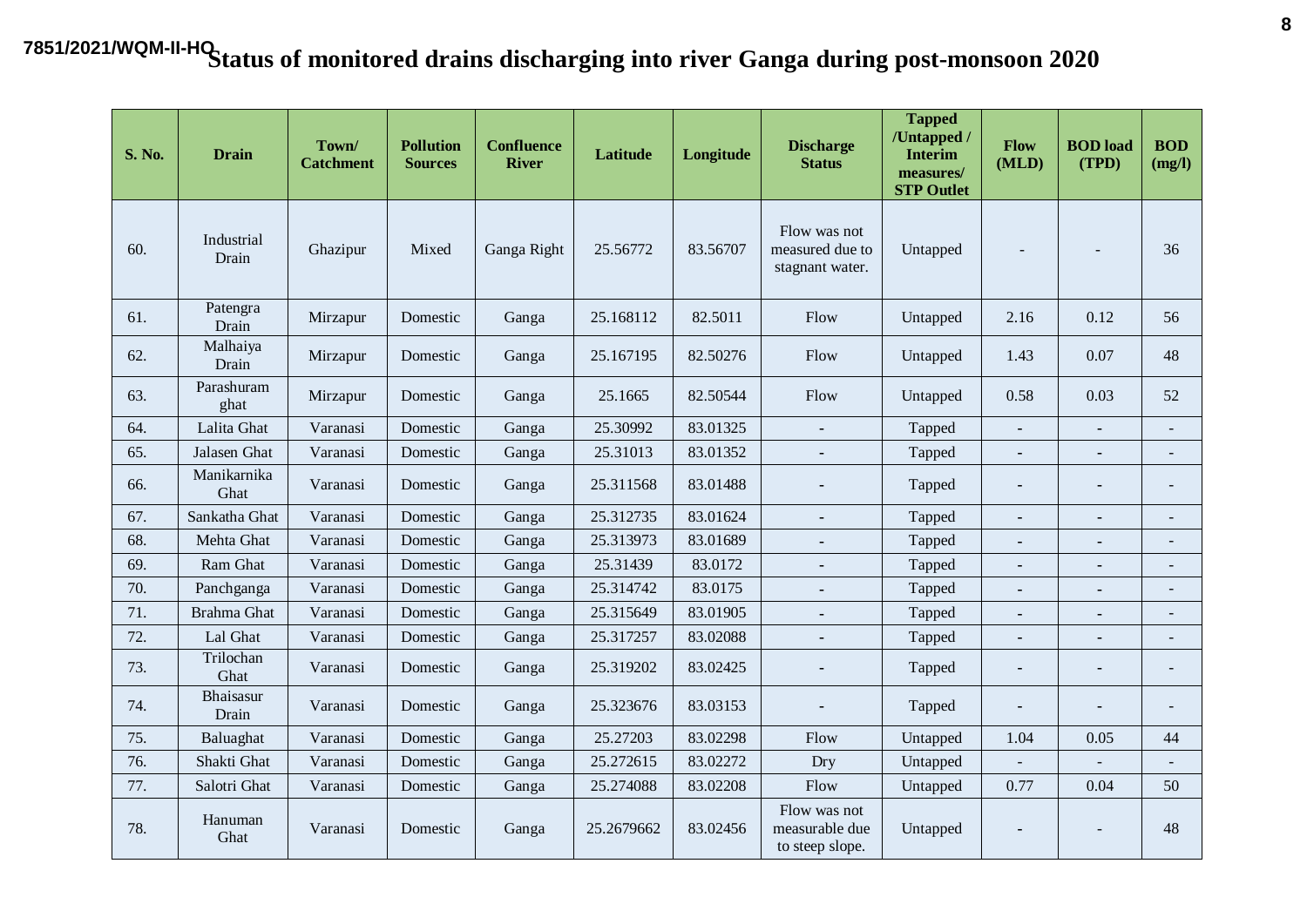7851/2021/WQM-II-HQ

# Status of monitored drains discharging into river Ganga during post-monsoon 2020

| S. No. | Drain | Town/ Catchment | Pollution Sources | Confluence River | Latitude | Longitude | Discharge Status | Tapped /Untapped / Interim measures/ STP Outlet | Flow (MLD) | BOD load (TPD) | BOD (mg/l) |
|---|---|---|---|---|---|---|---|---|---|---|---|
| 60. | Industrial Drain | Ghazipur | Mixed | Ganga Right | 25.56772 | 83.56707 | Flow was not measured due to stagnant water. | Untapped | - | - | 36 |
| 61. | Patengra Drain | Mirzapur | Domestic | Ganga | 25.168112 | 82.5011 | Flow | Untapped | 2.16 | 0.12 | 56 |
| 62. | Malhaiya Drain | Mirzapur | Domestic | Ganga | 25.167195 | 82.50276 | Flow | Untapped | 1.43 | 0.07 | 48 |
| 63. | Parashuram ghat | Mirzapur | Domestic | Ganga | 25.1665 | 82.50544 | Flow | Untapped | 0.58 | 0.03 | 52 |
| 64. | Lalita Ghat | Varanasi | Domestic | Ganga | 25.30992 | 83.01325 | - | Tapped | - | - | - |
| 65. | Jalasen Ghat | Varanasi | Domestic | Ganga | 25.31013 | 83.01352 | - | Tapped | - | - | - |
| 66. | Manikarnika Ghat | Varanasi | Domestic | Ganga | 25.311568 | 83.01488 | - | Tapped | - | - | - |
| 67. | Sankatha Ghat | Varanasi | Domestic | Ganga | 25.312735 | 83.01624 | - | Tapped | - | - | - |
| 68. | Mehta Ghat | Varanasi | Domestic | Ganga | 25.313973 | 83.01689 | - | Tapped | - | - | - |
| 69. | Ram Ghat | Varanasi | Domestic | Ganga | 25.31439 | 83.0172 | - | Tapped | - | - | - |
| 70. | Panchganga | Varanasi | Domestic | Ganga | 25.314742 | 83.0175 | - | Tapped | - | - | - |
| 71. | Brahma Ghat | Varanasi | Domestic | Ganga | 25.315649 | 83.01905 | - | Tapped | - | - | - |
| 72. | Lal Ghat | Varanasi | Domestic | Ganga | 25.317257 | 83.02088 | - | Tapped | - | - | - |
| 73. | Trilochan Ghat | Varanasi | Domestic | Ganga | 25.319202 | 83.02425 | - | Tapped | - | - | - |
| 74. | Bhaisasur Drain | Varanasi | Domestic | Ganga | 25.323676 | 83.03153 | - | Tapped | - | - | - |
| 75. | Baluaghat | Varanasi | Domestic | Ganga | 25.27203 | 83.02298 | Flow | Untapped | 1.04 | 0.05 | 44 |
| 76. | Shakti Ghat | Varanasi | Domestic | Ganga | 25.272615 | 83.02272 | Dry | Untapped | - | - | - |
| 77. | Salotri Ghat | Varanasi | Domestic | Ganga | 25.274088 | 83.02208 | Flow | Untapped | 0.77 | 0.04 | 50 |
| 78. | Hanuman Ghat | Varanasi | Domestic | Ganga | 25.2679662 | 83.02456 | Flow was not measurable due to steep slope. | Untapped | - | - | 48 |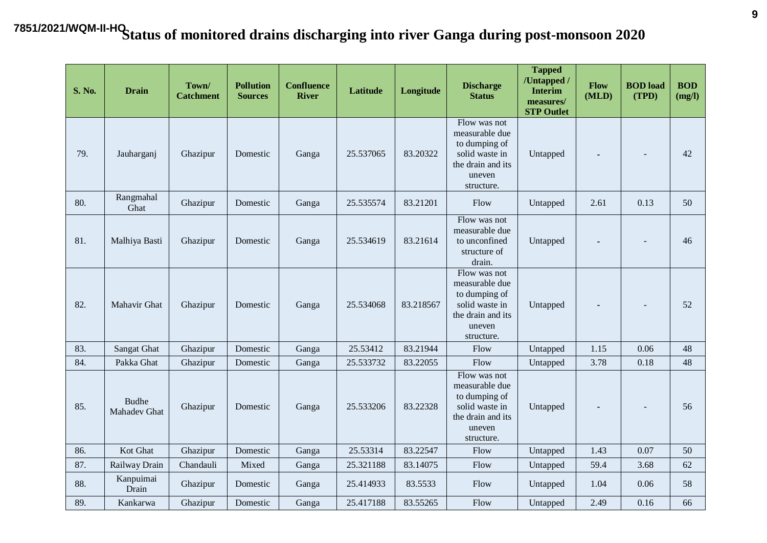7851/2021/WQM-II-HQ

# Status of monitored drains discharging into river Ganga during post-monsoon 2020

| S. No. | Drain | Town/ Catchment | Pollution Sources | Confluence River | Latitude | Longitude | Discharge Status | Tapped /Untapped / Interim measures/ STP Outlet | Flow (MLD) | BOD load (TPD) | BOD (mg/l) |
|---|---|---|---|---|---|---|---|---|---|---|---|
| 79. | Jauharganj | Ghazipur | Domestic | Ganga | 25.537065 | 83.20322 | Flow was not measurable due to dumping of solid waste in the drain and its uneven structure. | Untapped | - | - | 42 |
| 80. | Rangmahal Ghat | Ghazipur | Domestic | Ganga | 25.535574 | 83.21201 | Flow | Untapped | 2.61 | 0.13 | 50 |
| 81. | Malhiya Basti | Ghazipur | Domestic | Ganga | 25.534619 | 83.21614 | Flow was not measurable due to unconfined structure of drain. | Untapped | - | - | 46 |
| 82. | Mahavir Ghat | Ghazipur | Domestic | Ganga | 25.534068 | 83.218567 | Flow was not measurable due to dumping of solid waste in the drain and its uneven structure. | Untapped | - | - | 52 |
| 83. | Sangat Ghat | Ghazipur | Domestic | Ganga | 25.53412 | 83.21944 | Flow | Untapped | 1.15 | 0.06 | 48 |
| 84. | Pakka Ghat | Ghazipur | Domestic | Ganga | 25.533732 | 83.22055 | Flow | Untapped | 3.78 | 0.18 | 48 |
| 85. | Budhe Mahadev Ghat | Ghazipur | Domestic | Ganga | 25.533206 | 83.22328 | Flow was not measurable due to dumping of solid waste in the drain and its uneven structure. | Untapped | - | - | 56 |
| 86. | Kot Ghat | Ghazipur | Domestic | Ganga | 25.53314 | 83.22547 | Flow | Untapped | 1.43 | 0.07 | 50 |
| 87. | Railway Drain | Chandauli | Mixed | Ganga | 25.321188 | 83.14075 | Flow | Untapped | 59.4 | 3.68 | 62 |
| 88. | Kanpuimai Drain | Ghazipur | Domestic | Ganga | 25.414933 | 83.5533 | Flow | Untapped | 1.04 | 0.06 | 58 |
| 89. | Kankarwa | Ghazipur | Domestic | Ganga | 25.417188 | 83.55265 | Flow | Untapped | 2.49 | 0.16 | 66 |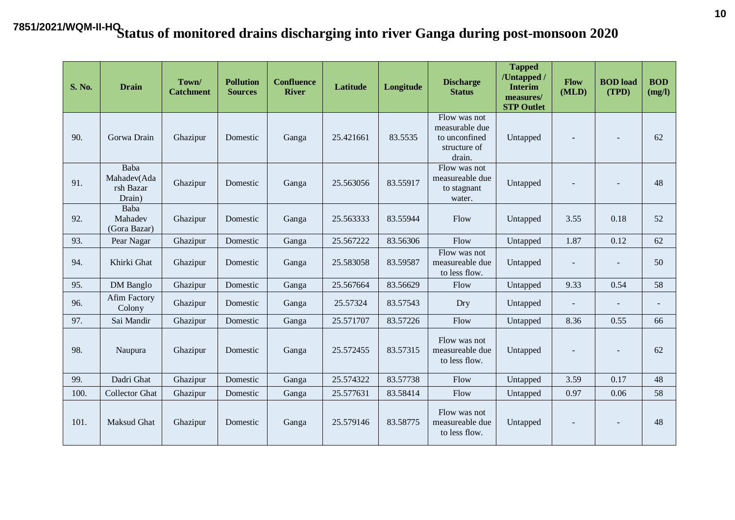7851/2021/WQM-II-HQ

# Status of monitored drains discharging into river Ganga during post-monsoon 2020

| S. No. | Drain | Town/ Catchment | Pollution Sources | Confluence River | Latitude | Longitude | Discharge Status | Tapped /Untapped / Interim measures/ STP Outlet | Flow (MLD) | BOD load (TPD) | BOD (mg/l) |
|---|---|---|---|---|---|---|---|---|---|---|---|
| 90. | Gorwa Drain | Ghazipur | Domestic | Ganga | 25.421661 | 83.5535 | Flow was not measurable due to unconfined structure of drain. | Untapped | - | - | 62 |
| 91. | Baba Mahadev(Adarsh Bazar Drain) | Ghazipur | Domestic | Ganga | 25.563056 | 83.55917 | Flow was not measureable due to stagnant water. | Untapped | - | - | 48 |
| 92. | Baba Mahadev (Gora Bazar) | Ghazipur | Domestic | Ganga | 25.563333 | 83.55944 | Flow | Untapped | 3.55 | 0.18 | 52 |
| 93. | Pear Nagar | Ghazipur | Domestic | Ganga | 25.567222 | 83.56306 | Flow | Untapped | 1.87 | 0.12 | 62 |
| 94. | Khirki Ghat | Ghazipur | Domestic | Ganga | 25.583058 | 83.59587 | Flow was not measureable due to less flow. | Untapped | - | - | 50 |
| 95. | DM Banglo | Ghazipur | Domestic | Ganga | 25.567664 | 83.56629 | Flow | Untapped | 9.33 | 0.54 | 58 |
| 96. | Afim Factory Colony | Ghazipur | Domestic | Ganga | 25.57324 | 83.57543 | Dry | Untapped | - | - | - |
| 97. | Sai Mandir | Ghazipur | Domestic | Ganga | 25.571707 | 83.57226 | Flow | Untapped | 8.36 | 0.55 | 66 |
| 98. | Naupura | Ghazipur | Domestic | Ganga | 25.572455 | 83.57315 | Flow was not measureable due to less flow. | Untapped | - | - | 62 |
| 99. | Dadri Ghat | Ghazipur | Domestic | Ganga | 25.574322 | 83.57738 | Flow | Untapped | 3.59 | 0.17 | 48 |
| 100. | Collector Ghat | Ghazipur | Domestic | Ganga | 25.577631 | 83.58414 | Flow | Untapped | 0.97 | 0.06 | 58 |
| 101. | Maksud Ghat | Ghazipur | Domestic | Ganga | 25.579146 | 83.58775 | Flow was not measureable due to less flow. | Untapped | - | - | 48 |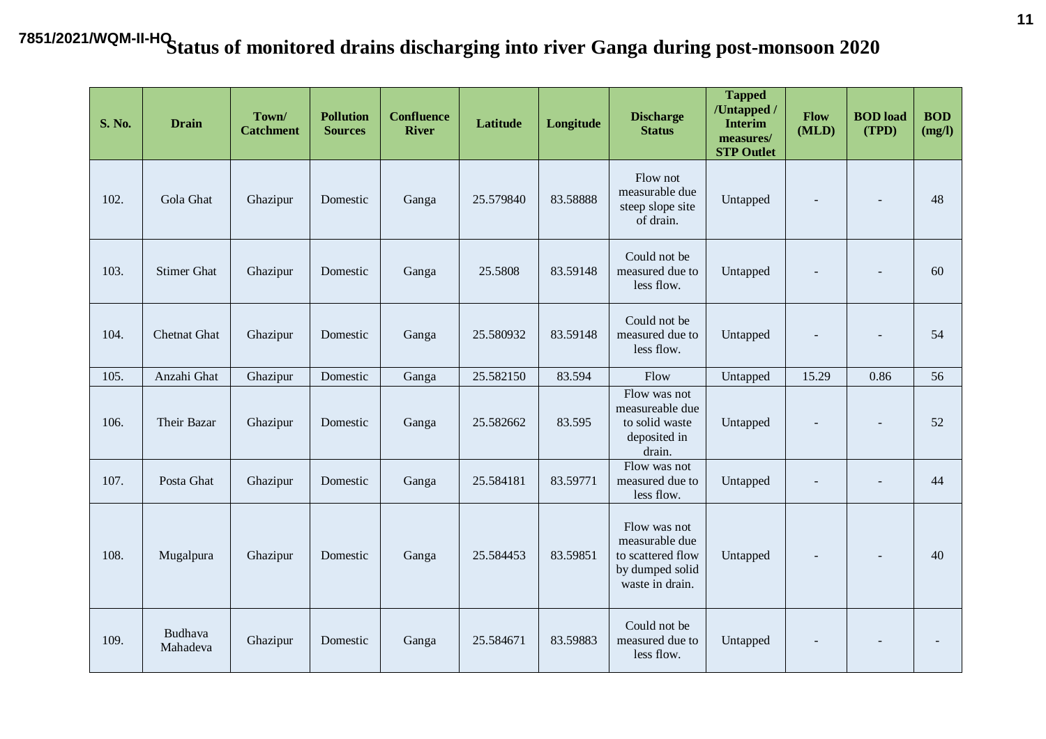7851/2021/WQM-II-HQ

# Status of monitored drains discharging into river Ganga during post-monsoon 2020

| S. No. | Drain | Town/ Catchment | Pollution Sources | Confluence River | Latitude | Longitude | Discharge Status | Tapped /Untapped / Interim measures/ STP Outlet | Flow (MLD) | BOD load (TPD) | BOD (mg/l) |
|---|---|---|---|---|---|---|---|---|---|---|---|
| 102. | Gola Ghat | Ghazipur | Domestic | Ganga | 25.579840 | 83.58888 | Flow not measurable due steep slope site of drain. | Untapped | - | - | 48 |
| 103. | Stimer Ghat | Ghazipur | Domestic | Ganga | 25.5808 | 83.59148 | Could not be measured due to less flow. | Untapped | - | - | 60 |
| 104. | Chetnat Ghat | Ghazipur | Domestic | Ganga | 25.580932 | 83.59148 | Could not be measured due to less flow. | Untapped | - | - | 54 |
| 105. | Anzahi Ghat | Ghazipur | Domestic | Ganga | 25.582150 | 83.594 | Flow | Untapped | 15.29 | 0.86 | 56 |
| 106. | Their Bazar | Ghazipur | Domestic | Ganga | 25.582662 | 83.595 | Flow was not measureable due to solid waste deposited in drain. | Untapped | - | - | 52 |
| 107. | Posta Ghat | Ghazipur | Domestic | Ganga | 25.584181 | 83.59771 | Flow was not measured due to less flow. | Untapped | - | - | 44 |
| 108. | Mugalpura | Ghazipur | Domestic | Ganga | 25.584453 | 83.59851 | Flow was not measurable due to scattered flow by dumped solid waste in drain. | Untapped | - | - | 40 |
| 109. | Budhava Mahadeva | Ghazipur | Domestic | Ganga | 25.584671 | 83.59883 | Could not be measured due to less flow. | Untapped | - | - | - |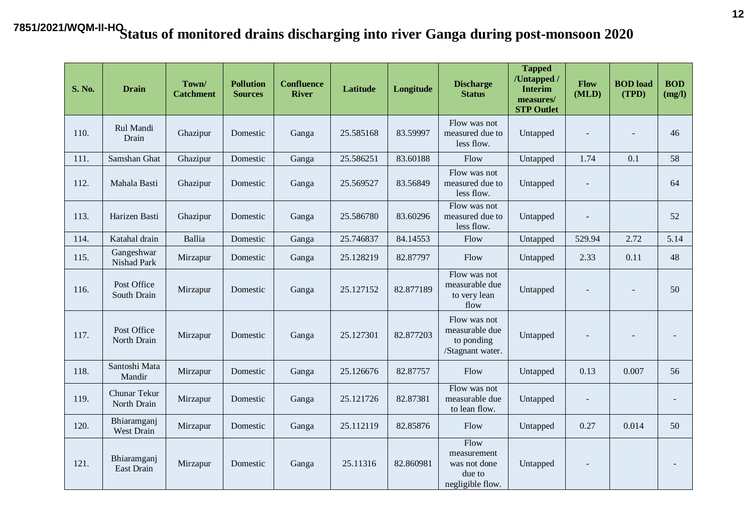7851/2021/WQM-II-HQ

# Status of monitored drains discharging into river Ganga during post-monsoon 2020

| S. No. | Drain | Town/ Catchment | Pollution Sources | Confluence River | Latitude | Longitude | Discharge Status | Tapped /Untapped / Interim measures/ STP Outlet | Flow (MLD) | BOD load (TPD) | BOD (mg/l) |
|---|---|---|---|---|---|---|---|---|---|---|---|
| 110. | Rul Mandi Drain | Ghazipur | Domestic | Ganga | 25.585168 | 83.59997 | Flow was not measured due to less flow. | Untapped | - | - | 46 |
| 111. | Samshan Ghat | Ghazipur | Domestic | Ganga | 25.586251 | 83.60188 | Flow | Untapped | 1.74 | 0.1 | 58 |
| 112. | Mahala Basti | Ghazipur | Domestic | Ganga | 25.569527 | 83.56849 | Flow was not measured due to less flow. | Untapped | - | | 64 |
| 113. | Harizen Basti | Ghazipur | Domestic | Ganga | 25.586780 | 83.60296 | Flow was not measured due to less flow. | Untapped | - | | 52 |
| 114. | Katahal drain | Ballia | Domestic | Ganga | 25.746837 | 84.14553 | Flow | Untapped | 529.94 | 2.72 | 5.14 |
| 115. | Gangeshwar Nishad Park | Mirzapur | Domestic | Ganga | 25.128219 | 82.87797 | Flow | Untapped | 2.33 | 0.11 | 48 |
| 116. | Post Office South Drain | Mirzapur | Domestic | Ganga | 25.127152 | 82.877189 | Flow was not measurable due to very lean flow | Untapped | - | - | 50 |
| 117. | Post Office North Drain | Mirzapur | Domestic | Ganga | 25.127301 | 82.877203 | Flow was not measurable due to ponding /Stagnant water. | Untapped | - | - | - |
| 118. | Santoshi Mata Mandir | Mirzapur | Domestic | Ganga | 25.126676 | 82.87757 | Flow | Untapped | 0.13 | 0.007 | 56 |
| 119. | Chunar Tekur North Drain | Mirzapur | Domestic | Ganga | 25.121726 | 82.87381 | Flow was not measurable due to lean flow. | Untapped | - | | - |
| 120. | Bhiaramganj West Drain | Mirzapur | Domestic | Ganga | 25.112119 | 82.85876 | Flow | Untapped | 0.27 | 0.014 | 50 |
| 121. | Bhiaramganj East Drain | Mirzapur | Domestic | Ganga | 25.11316 | 82.860981 | Flow measurement was not done due to negligible flow. | Untapped | - | | - |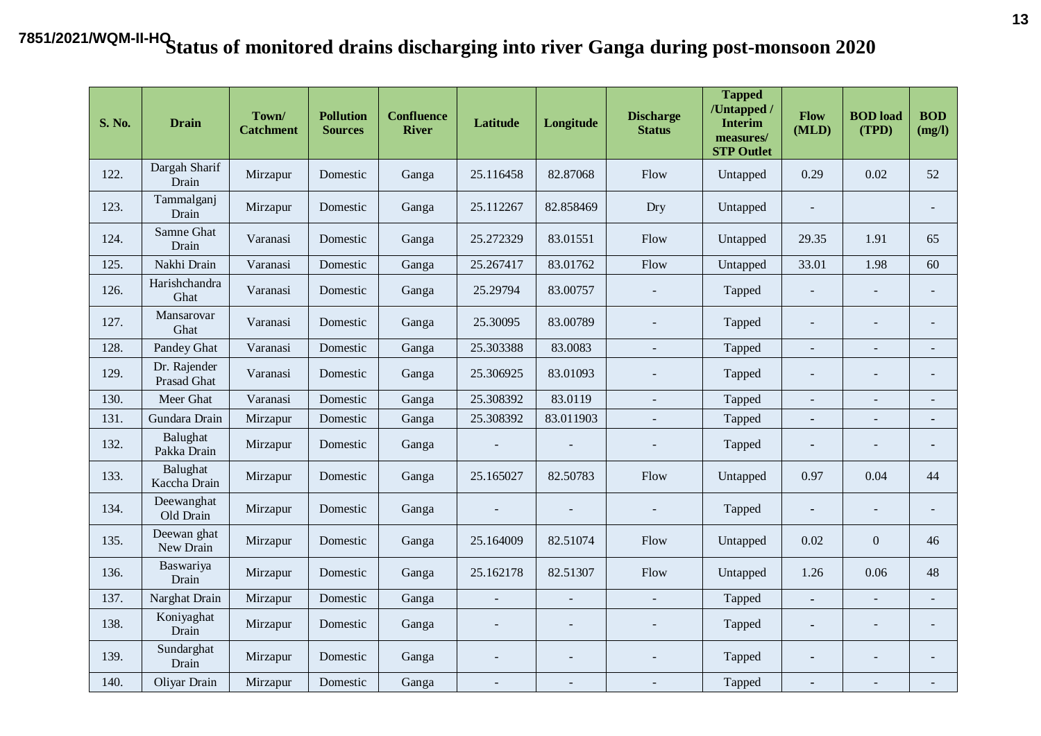7851/2021/WQM-II-HO

# Status of monitored drains discharging into river Ganga during post-monsoon 2020

| S. No. | Drain | Town/ Catchment | Pollution Sources | Confluence River | Latitude | Longitude | Discharge Status | Tapped /Untapped / Interim measures/ STP Outlet | Flow (MLD) | BOD load (TPD) | BOD (mg/l) |
|---|---|---|---|---|---|---|---|---|---|---|---|
| 122. | Dargah Sharif Drain | Mirzapur | Domestic | Ganga | 25.116458 | 82.87068 | Flow | Untapped | 0.29 | 0.02 | 52 |
| 123. | Tammalganj Drain | Mirzapur | Domestic | Ganga | 25.112267 | 82.858469 | Dry | Untapped | - | | - |
| 124. | Samne Ghat Drain | Varanasi | Domestic | Ganga | 25.272329 | 83.01551 | Flow | Untapped | 29.35 | 1.91 | 65 |
| 125. | Nakhi Drain | Varanasi | Domestic | Ganga | 25.267417 | 83.01762 | Flow | Untapped | 33.01 | 1.98 | 60 |
| 126. | Harishchandra Ghat | Varanasi | Domestic | Ganga | 25.29794 | 83.00757 | - | Tapped | - | - | - |
| 127. | Mansarovar Ghat | Varanasi | Domestic | Ganga | 25.30095 | 83.00789 | - | Tapped | - | - | - |
| 128. | Pandey Ghat | Varanasi | Domestic | Ganga | 25.303388 | 83.0083 | - | Tapped | - | - | - |
| 129. | Dr. Rajender Prasad Ghat | Varanasi | Domestic | Ganga | 25.306925 | 83.01093 | - | Tapped | - | - | - |
| 130. | Meer Ghat | Varanasi | Domestic | Ganga | 25.308392 | 83.0119 | - | Tapped | - | - | - |
| 131. | Gundara Drain | Mirzapur | Domestic | Ganga | 25.308392 | 83.011903 | - | Tapped | - | - | - |
| 132. | Balughat Pakka Drain | Mirzapur | Domestic | Ganga | - | - | - | Tapped | - | - | - |
| 133. | Balughat Kaccha Drain | Mirzapur | Domestic | Ganga | 25.165027 | 82.50783 | Flow | Untapped | 0.97 | 0.04 | 44 |
| 134. | Deewanghat Old Drain | Mirzapur | Domestic | Ganga | - | - | - | Tapped | - | - | - |
| 135. | Deewan ghat New Drain | Mirzapur | Domestic | Ganga | 25.164009 | 82.51074 | Flow | Untapped | 0.02 | 0 | 46 |
| 136. | Baswariya Drain | Mirzapur | Domestic | Ganga | 25.162178 | 82.51307 | Flow | Untapped | 1.26 | 0.06 | 48 |
| 137. | Narghat Drain | Mirzapur | Domestic | Ganga | - | - | - | Tapped | - | - | - |
| 138. | Koniyaghat Drain | Mirzapur | Domestic | Ganga | - | - | - | Tapped | - | - | - |
| 139. | Sundarghat Drain | Mirzapur | Domestic | Ganga | - | - | - | Tapped | - | - | - |
| 140. | Oliyar Drain | Mirzapur | Domestic | Ganga | - | - | - | Tapped | - | - | - |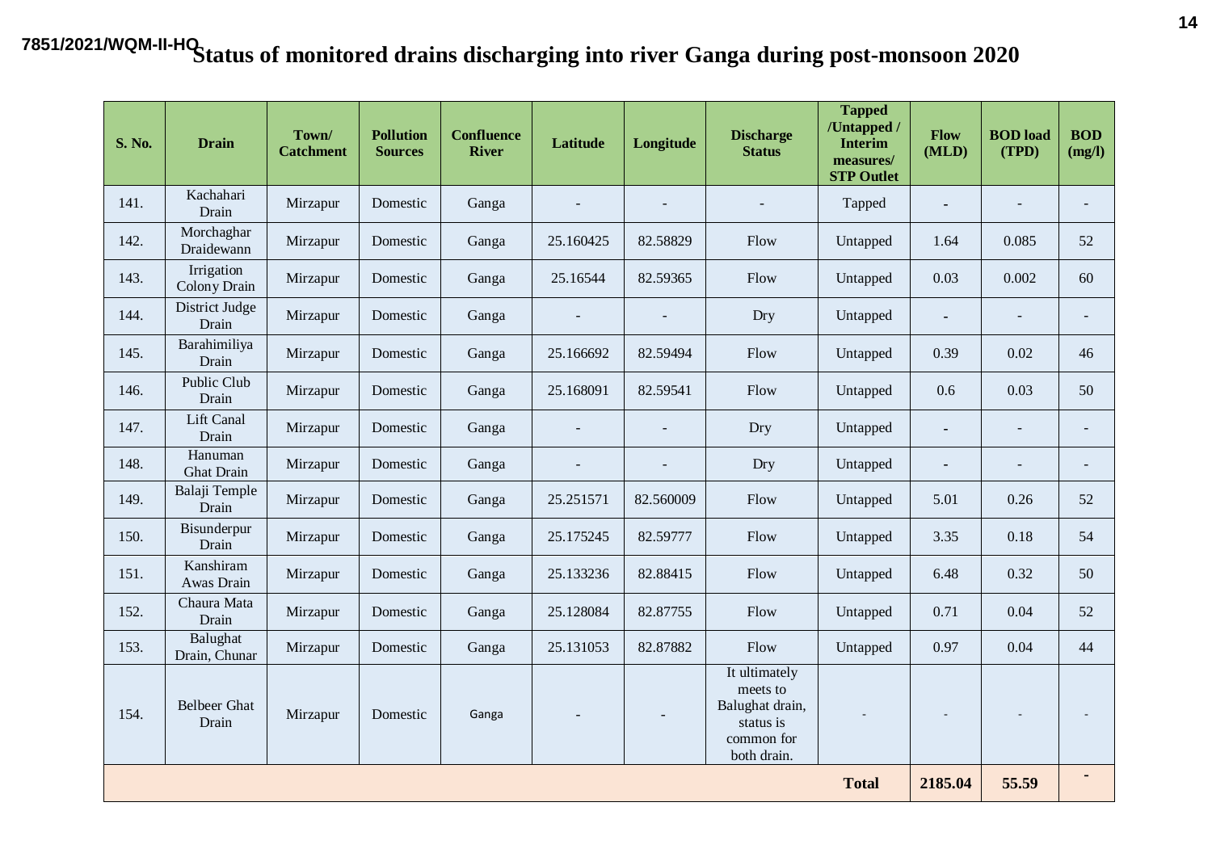7851/2021/WQM-II-HQ

# Status of monitored drains discharging into river Ganga during post-monsoon 2020

| S. No. | Drain | Town/ Catchment | Pollution Sources | Confluence River | Latitude | Longitude | Discharge Status | Tapped /Untapped / Interim measures/ STP Outlet | Flow (MLD) | BOD load (TPD) | BOD (mg/l) |
|---|---|---|---|---|---|---|---|---|---|---|---|
| 141. | Kachahari Drain | Mirzapur | Domestic | Ganga | - | - | - | Tapped | - | - | - |
| 142. | Morchaghar Draidewann | Mirzapur | Domestic | Ganga | 25.160425 | 82.58829 | Flow | Untapped | 1.64 | 0.085 | 52 |
| 143. | Irrigation Colony Drain | Mirzapur | Domestic | Ganga | 25.16544 | 82.59365 | Flow | Untapped | 0.03 | 0.002 | 60 |
| 144. | District Judge Drain | Mirzapur | Domestic | Ganga | - | - | Dry | Untapped | - | - | - |
| 145. | Barahimiliya Drain | Mirzapur | Domestic | Ganga | 25.166692 | 82.59494 | Flow | Untapped | 0.39 | 0.02 | 46 |
| 146. | Public Club Drain | Mirzapur | Domestic | Ganga | 25.168091 | 82.59541 | Flow | Untapped | 0.6 | 0.03 | 50 |
| 147. | Lift Canal Drain | Mirzapur | Domestic | Ganga | - | - | Dry | Untapped | - | - | - |
| 148. | Hanuman Ghat Drain | Mirzapur | Domestic | Ganga | - | - | Dry | Untapped | - | - | - |
| 149. | Balaji Temple Drain | Mirzapur | Domestic | Ganga | 25.251571 | 82.560009 | Flow | Untapped | 5.01 | 0.26 | 52 |
| 150. | Bisunderpur Drain | Mirzapur | Domestic | Ganga | 25.175245 | 82.59777 | Flow | Untapped | 3.35 | 0.18 | 54 |
| 151. | Kanshiram Awas Drain | Mirzapur | Domestic | Ganga | 25.133236 | 82.88415 | Flow | Untapped | 6.48 | 0.32 | 50 |
| 152. | Chaura Mata Drain | Mirzapur | Domestic | Ganga | 25.128084 | 82.87755 | Flow | Untapped | 0.71 | 0.04 | 52 |
| 153. | Balughat Drain, Chunar | Mirzapur | Domestic | Ganga | 25.131053 | 82.87882 | Flow | Untapped | 0.97 | 0.04 | 44 |
| 154. | Belbeer Ghat Drain | Mirzapur | Domestic | Ganga | - | - | It ultimately meets to Balughat drain, status is common for both drain. | - | - | - | - |
| | | | | | | | | **Total** | **2185.04** | **55.59** | - |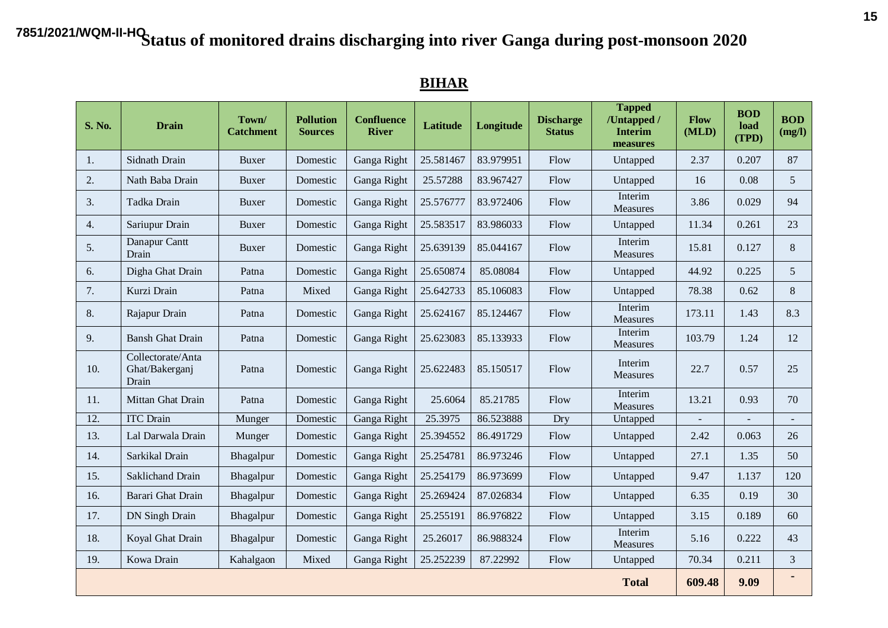7851/2021/WQM-II-HO

# Status of monitored drains discharging into river Ganga during post-monsoon 2020

## BIHAR

| S. No. | Drain | Town/ Catchment | Pollution Sources | Confluence River | Latitude | Longitude | Discharge Status | Tapped /Untapped / Interim measures | Flow (MLD) | BOD load (TPD) | BOD (mg/l) |
|---|---|---|---|---|---|---|---|---|---|---|---|
| 1. | Sidnath Drain | Buxer | Domestic | Ganga Right | 25.581467 | 83.979951 | Flow | Untapped | 2.37 | 0.207 | 87 |
| 2. | Nath Baba Drain | Buxer | Domestic | Ganga Right | 25.57288 | 83.967427 | Flow | Untapped | 16 | 0.08 | 5 |
| 3. | Tadka Drain | Buxer | Domestic | Ganga Right | 25.576777 | 83.972406 | Flow | Interim Measures | 3.86 | 0.029 | 94 |
| 4. | Sariupur Drain | Buxer | Domestic | Ganga Right | 25.583517 | 83.986033 | Flow | Untapped | 11.34 | 0.261 | 23 |
| 5. | Danapur Cantt Drain | Buxer | Domestic | Ganga Right | 25.639139 | 85.044167 | Flow | Interim Measures | 15.81 | 0.127 | 8 |
| 6. | Digha Ghat Drain | Patna | Domestic | Ganga Right | 25.650874 | 85.08084 | Flow | Untapped | 44.92 | 0.225 | 5 |
| 7. | Kurzi Drain | Patna | Mixed | Ganga Right | 25.642733 | 85.106083 | Flow | Untapped | 78.38 | 0.62 | 8 |
| 8. | Rajapur Drain | Patna | Domestic | Ganga Right | 25.624167 | 85.124467 | Flow | Interim Measures | 173.11 | 1.43 | 8.3 |
| 9. | Bansh Ghat Drain | Patna | Domestic | Ganga Right | 25.623083 | 85.133933 | Flow | Interim Measures | 103.79 | 1.24 | 12 |
| 10. | Collectorate/Anta Ghat/Bakerganj Drain | Patna | Domestic | Ganga Right | 25.622483 | 85.150517 | Flow | Interim Measures | 22.7 | 0.57 | 25 |
| 11. | Mittan Ghat Drain | Patna | Domestic | Ganga Right | 25.6064 | 85.21785 | Flow | Interim Measures | 13.21 | 0.93 | 70 |
| 12. | ITC Drain | Munger | Domestic | Ganga Right | 25.3975 | 86.523888 | Dry | Untapped | - | - | - |
| 13. | Lal Darwala Drain | Munger | Domestic | Ganga Right | 25.394552 | 86.491729 | Flow | Untapped | 2.42 | 0.063 | 26 |
| 14. | Sarkikal Drain | Bhagalpur | Domestic | Ganga Right | 25.254781 | 86.973246 | Flow | Untapped | 27.1 | 1.35 | 50 |
| 15. | Saklichand Drain | Bhagalpur | Domestic | Ganga Right | 25.254179 | 86.973699 | Flow | Untapped | 9.47 | 1.137 | 120 |
| 16. | Barari Ghat Drain | Bhagalpur | Domestic | Ganga Right | 25.269424 | 87.026834 | Flow | Untapped | 6.35 | 0.19 | 30 |
| 17. | DN Singh Drain | Bhagalpur | Domestic | Ganga Right | 25.255191 | 86.976822 | Flow | Untapped | 3.15 | 0.189 | 60 |
| 18. | Koyal Ghat Drain | Bhagalpur | Domestic | Ganga Right | 25.26017 | 86.988324 | Flow | Interim Measures | 5.16 | 0.222 | 43 |
| 19. | Kowa Drain | Kahalgaon | Mixed | Ganga Right | 25.252239 | 87.22992 | Flow | Untapped | 70.34 | 0.211 | 3 |
| | | | | | | | | **Total** | **609.48** | **9.09** | - |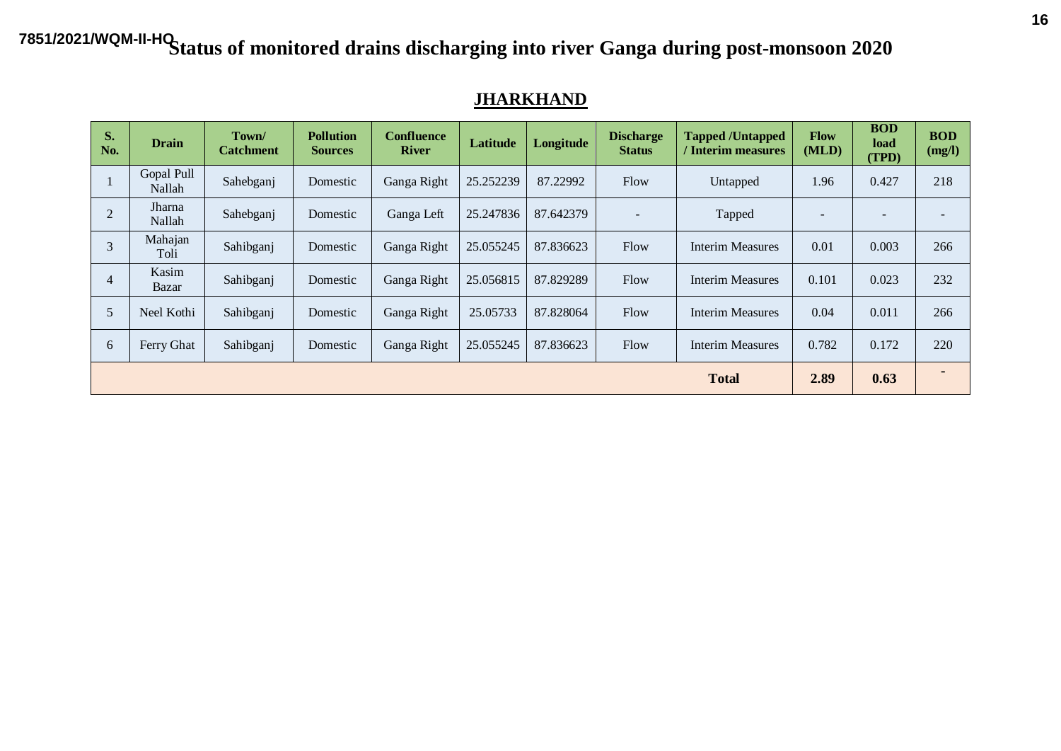7851/2021/WQM-II-HQ

# Status of monitored drains discharging into river Ganga during post-monsoon 2020

## JHARKHAND

| S. No. | Drain | Town/ Catchment | Pollution Sources | Confluence River | Latitude | Longitude | Discharge Status | Tapped /Untapped / Interim measures | Flow (MLD) | BOD load (TPD) | BOD (mg/l) |
|---|---|---|---|---|---|---|---|---|---|---|---|
| 1 | Gopal Pull Nallah | Sahebganj | Domestic | Ganga Right | 25.252239 | 87.22992 | Flow | Untapped | 1.96 | 0.427 | 218 |
| 2 | Jharna Nallah | Sahebganj | Domestic | Ganga Left | 25.247836 | 87.642379 | - | Tapped | - | - | - |
| 3 | Mahajan Toli | Sahibganj | Domestic | Ganga Right | 25.055245 | 87.836623 | Flow | Interim Measures | 0.01 | 0.003 | 266 |
| 4 | Kasim Bazar | Sahibganj | Domestic | Ganga Right | 25.056815 | 87.829289 | Flow | Interim Measures | 0.101 | 0.023 | 232 |
| 5 | Neel Kothi | Sahibganj | Domestic | Ganga Right | 25.05733 | 87.828064 | Flow | Interim Measures | 0.04 | 0.011 | 266 |
| 6 | Ferry Ghat | Sahibganj | Domestic | Ganga Right | 25.055245 | 87.836623 | Flow | Interim Measures | 0.782 | 0.172 | 220 |
| | | | | | | | | **Total** | **2.89** | **0.63** | - |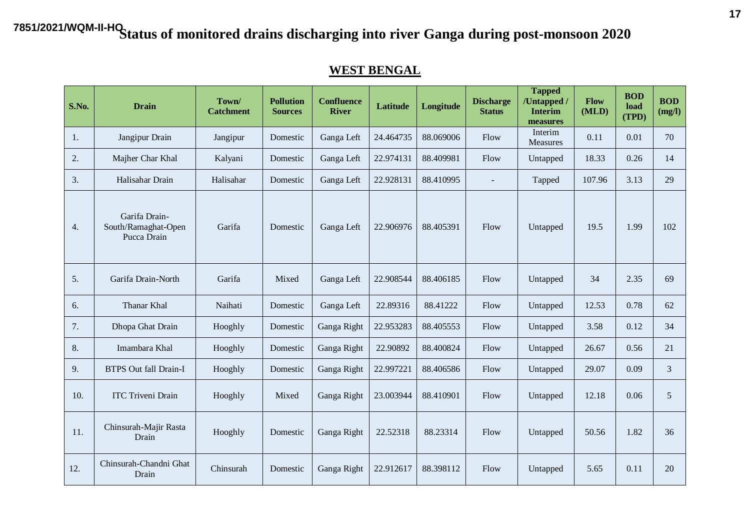7851/2021/WQM-II-HQ

# Status of monitored drains discharging into river Ganga during post-monsoon 2020

## WEST BENGAL

| S.No. | Drain | Town/ Catchment | Pollution Sources | Confluence River | Latitude | Longitude | Discharge Status | Tapped /Untapped / Interim measures | Flow (MLD) | BOD load (TPD) | BOD (mg/l) |
|---|---|---|---|---|---|---|---|---|---|---|---|
| 1. | Jangipur Drain | Jangipur | Domestic | Ganga Left | 24.464735 | 88.069006 | Flow | Interim Measures | 0.11 | 0.01 | 70 |
| 2. | Majher Char Khal | Kalyani | Domestic | Ganga Left | 22.974131 | 88.409981 | Flow | Untapped | 18.33 | 0.26 | 14 |
| 3. | Halisahar Drain | Halisahar | Domestic | Ganga Left | 22.928131 | 88.410995 | - | Tapped | 107.96 | 3.13 | 29 |
| 4. | Garifa Drain-South/Ramaghat-Open Pucca Drain | Garifa | Domestic | Ganga Left | 22.906976 | 88.405391 | Flow | Untapped | 19.5 | 1.99 | 102 |
| 5. | Garifa Drain-North | Garifa | Mixed | Ganga Left | 22.908544 | 88.406185 | Flow | Untapped | 34 | 2.35 | 69 |
| 6. | Thanar Khal | Naihati | Domestic | Ganga Left | 22.89316 | 88.41222 | Flow | Untapped | 12.53 | 0.78 | 62 |
| 7. | Dhopa Ghat Drain | Hooghly | Domestic | Ganga Right | 22.953283 | 88.405553 | Flow | Untapped | 3.58 | 0.12 | 34 |
| 8. | Imambara Khal | Hooghly | Domestic | Ganga Right | 22.90892 | 88.400824 | Flow | Untapped | 26.67 | 0.56 | 21 |
| 9. | BTPS Out fall Drain-I | Hooghly | Domestic | Ganga Right | 22.997221 | 88.406586 | Flow | Untapped | 29.07 | 0.09 | 3 |
| 10. | ITC Triveni Drain | Hooghly | Mixed | Ganga Right | 23.003944 | 88.410901 | Flow | Untapped | 12.18 | 0.06 | 5 |
| 11. | Chinsurah-Majir Rasta Drain | Hooghly | Domestic | Ganga Right | 22.52318 | 88.23314 | Flow | Untapped | 50.56 | 1.82 | 36 |
| 12. | Chinsurah-Chandni Ghat Drain | Chinsurah | Domestic | Ganga Right | 22.912617 | 88.398112 | Flow | Untapped | 5.65 | 0.11 | 20 |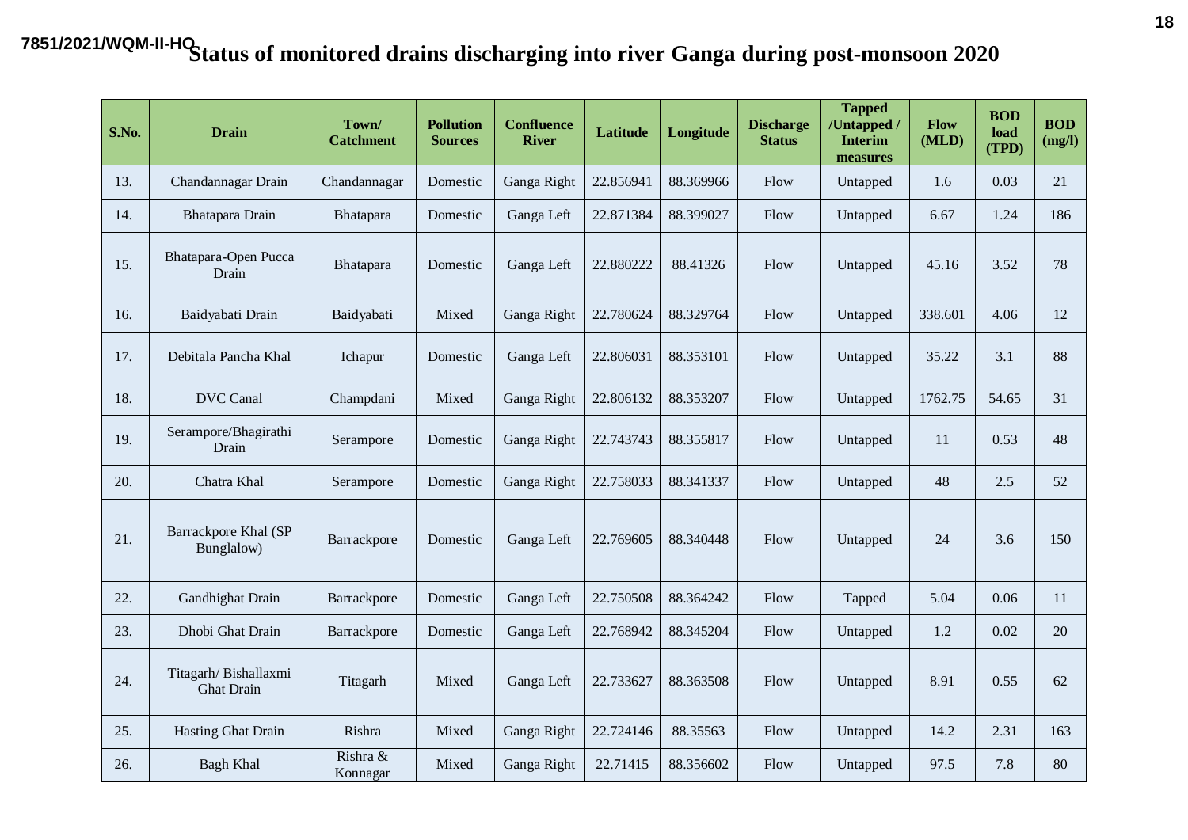7851/2021/WQM-II-HQ

# Status of monitored drains discharging into river Ganga during post-monsoon 2020

| S.No. | Drain | Town/ Catchment | Pollution Sources | Confluence River | Latitude | Longitude | Discharge Status | Tapped /Untapped / Interim measures | Flow (MLD) | BOD load (TPD) | BOD (mg/l) |
|---|---|---|---|---|---|---|---|---|---|---|---|
| 13. | Chandannagar Drain | Chandannagar | Domestic | Ganga Right | 22.856941 | 88.369966 | Flow | Untapped | 1.6 | 0.03 | 21 |
| 14. | Bhatapara Drain | Bhatapara | Domestic | Ganga Left | 22.871384 | 88.399027 | Flow | Untapped | 6.67 | 1.24 | 186 |
| 15. | Bhatapara-Open Pucca Drain | Bhatapara | Domestic | Ganga Left | 22.880222 | 88.41326 | Flow | Untapped | 45.16 | 3.52 | 78 |
| 16. | Baidyabati Drain | Baidyabati | Mixed | Ganga Right | 22.780624 | 88.329764 | Flow | Untapped | 338.601 | 4.06 | 12 |
| 17. | Debitala Pancha Khal | Ichapur | Domestic | Ganga Left | 22.806031 | 88.353101 | Flow | Untapped | 35.22 | 3.1 | 88 |
| 18. | DVC Canal | Champdani | Mixed | Ganga Right | 22.806132 | 88.353207 | Flow | Untapped | 1762.75 | 54.65 | 31 |
| 19. | Serampore/Bhagirathi Drain | Serampore | Domestic | Ganga Right | 22.743743 | 88.355817 | Flow | Untapped | 11 | 0.53 | 48 |
| 20. | Chatra Khal | Serampore | Domestic | Ganga Right | 22.758033 | 88.341337 | Flow | Untapped | 48 | 2.5 | 52 |
| 21. | Barrackpore Khal (SP Bunglalow) | Barrackpore | Domestic | Ganga Left | 22.769605 | 88.340448 | Flow | Untapped | 24 | 3.6 | 150 |
| 22. | Gandhighat Drain | Barrackpore | Domestic | Ganga Left | 22.750508 | 88.364242 | Flow | Tapped | 5.04 | 0.06 | 11 |
| 23. | Dhobi Ghat Drain | Barrackpore | Domestic | Ganga Left | 22.768942 | 88.345204 | Flow | Untapped | 1.2 | 0.02 | 20 |
| 24. | Titagarh/ Bishallaxmi Ghat Drain | Titagarh | Mixed | Ganga Left | 22.733627 | 88.363508 | Flow | Untapped | 8.91 | 0.55 | 62 |
| 25. | Hasting Ghat Drain | Rishra | Mixed | Ganga Right | 22.724146 | 88.35563 | Flow | Untapped | 14.2 | 2.31 | 163 |
| 26. | Bagh Khal | Rishra & Konnagar | Mixed | Ganga Right | 22.71415 | 88.356602 | Flow | Untapped | 97.5 | 7.8 | 80 |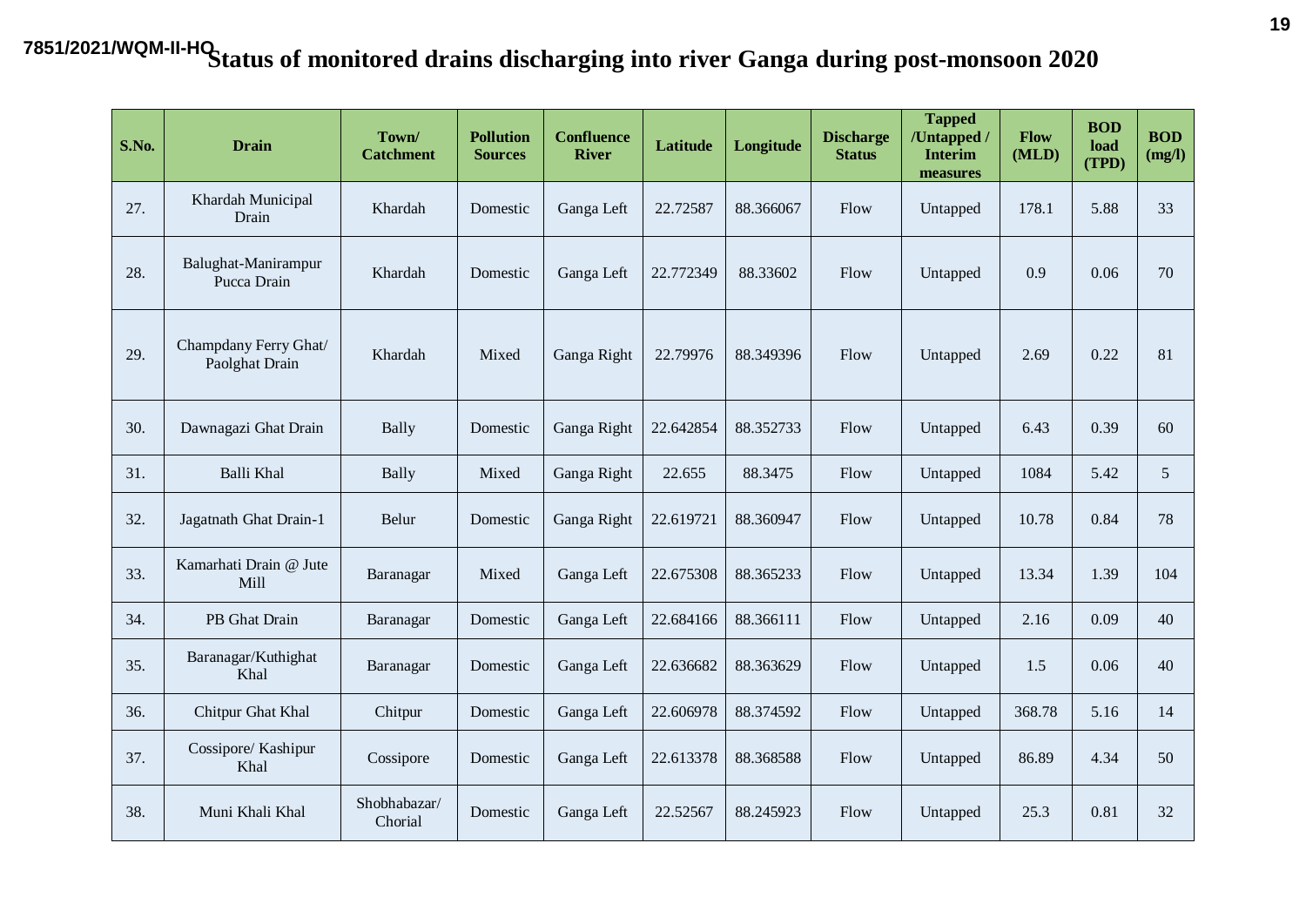7851/2021/WQM-II-HQ

# Status of monitored drains discharging into river Ganga during post-monsoon 2020

| S.No. | Drain | Town/ Catchment | Pollution Sources | Confluence River | Latitude | Longitude | Discharge Status | Tapped /Untapped / Interim measures | Flow (MLD) | BOD load (TPD) | BOD (mg/l) |
|---|---|---|---|---|---|---|---|---|---|---|---|
| 27. | Khardah Municipal Drain | Khardah | Domestic | Ganga Left | 22.72587 | 88.366067 | Flow | Untapped | 178.1 | 5.88 | 33 |
| 28. | Balughat-Manirampur Pucca Drain | Khardah | Domestic | Ganga Left | 22.772349 | 88.33602 | Flow | Untapped | 0.9 | 0.06 | 70 |
| 29. | Champdany Ferry Ghat/ Paolghat Drain | Khardah | Mixed | Ganga Right | 22.79976 | 88.349396 | Flow | Untapped | 2.69 | 0.22 | 81 |
| 30. | Dawnagazi Ghat Drain | Bally | Domestic | Ganga Right | 22.642854 | 88.352733 | Flow | Untapped | 6.43 | 0.39 | 60 |
| 31. | Balli Khal | Bally | Mixed | Ganga Right | 22.655 | 88.3475 | Flow | Untapped | 1084 | 5.42 | 5 |
| 32. | Jagatnath Ghat Drain-1 | Belur | Domestic | Ganga Right | 22.619721 | 88.360947 | Flow | Untapped | 10.78 | 0.84 | 78 |
| 33. | Kamarhati Drain @ Jute Mill | Baranagar | Mixed | Ganga Left | 22.675308 | 88.365233 | Flow | Untapped | 13.34 | 1.39 | 104 |
| 34. | PB Ghat Drain | Baranagar | Domestic | Ganga Left | 22.684166 | 88.366111 | Flow | Untapped | 2.16 | 0.09 | 40 |
| 35. | Baranagar/Kuthighat Khal | Baranagar | Domestic | Ganga Left | 22.636682 | 88.363629 | Flow | Untapped | 1.5 | 0.06 | 40 |
| 36. | Chitpur Ghat Khal | Chitpur | Domestic | Ganga Left | 22.606978 | 88.374592 | Flow | Untapped | 368.78 | 5.16 | 14 |
| 37. | Cossipore/ Kashipur Khal | Cossipore | Domestic | Ganga Left | 22.613378 | 88.368588 | Flow | Untapped | 86.89 | 4.34 | 50 |
| 38. | Muni Khali Khal | Shobhabazar/ Chorial | Domestic | Ganga Left | 22.52567 | 88.245923 | Flow | Untapped | 25.3 | 0.81 | 32 |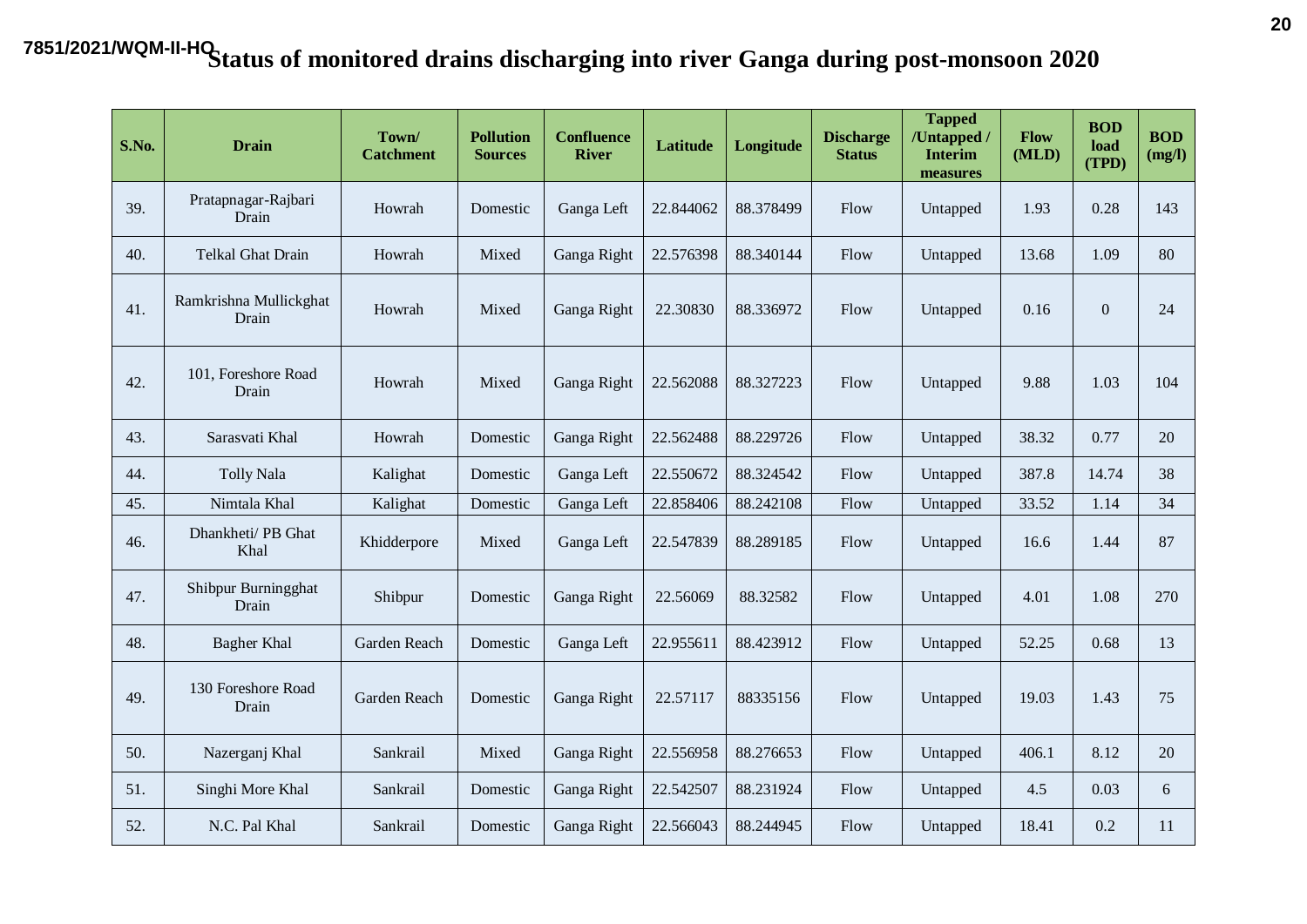7851/2021/WQM-II-HQ

# Status of monitored drains discharging into river Ganga during post-monsoon 2020

| S.No. | Drain | Town/ Catchment | Pollution Sources | Confluence River | Latitude | Longitude | Discharge Status | Tapped /Untapped / Interim measures | Flow (MLD) | BOD load (TPD) | BOD (mg/l) |
|---|---|---|---|---|---|---|---|---|---|---|---|
| 39. | Pratapnagar-Rajbari Drain | Howrah | Domestic | Ganga Left | 22.844062 | 88.378499 | Flow | Untapped | 1.93 | 0.28 | 143 |
| 40. | Telkal Ghat Drain | Howrah | Mixed | Ganga Right | 22.576398 | 88.340144 | Flow | Untapped | 13.68 | 1.09 | 80 |
| 41. | Ramkrishna Mullickghat Drain | Howrah | Mixed | Ganga Right | 22.30830 | 88.336972 | Flow | Untapped | 0.16 | 0 | 24 |
| 42. | 101, Foreshore Road Drain | Howrah | Mixed | Ganga Right | 22.562088 | 88.327223 | Flow | Untapped | 9.88 | 1.03 | 104 |
| 43. | Sarasvati Khal | Howrah | Domestic | Ganga Right | 22.562488 | 88.229726 | Flow | Untapped | 38.32 | 0.77 | 20 |
| 44. | Tolly Nala | Kalighat | Domestic | Ganga Left | 22.550672 | 88.324542 | Flow | Untapped | 387.8 | 14.74 | 38 |
| 45. | Nimtala Khal | Kalighat | Domestic | Ganga Left | 22.858406 | 88.242108 | Flow | Untapped | 33.52 | 1.14 | 34 |
| 46. | Dhankheti/ PB Ghat Khal | Khidderpore | Mixed | Ganga Left | 22.547839 | 88.289185 | Flow | Untapped | 16.6 | 1.44 | 87 |
| 47. | Shibpur Burningghat Drain | Shibpur | Domestic | Ganga Right | 22.56069 | 88.32582 | Flow | Untapped | 4.01 | 1.08 | 270 |
| 48. | Bagher Khal | Garden Reach | Domestic | Ganga Left | 22.955611 | 88.423912 | Flow | Untapped | 52.25 | 0.68 | 13 |
| 49. | 130 Foreshore Road Drain | Garden Reach | Domestic | Ganga Right | 22.57117 | 88335156 | Flow | Untapped | 19.03 | 1.43 | 75 |
| 50. | Nazerganj Khal | Sankrail | Mixed | Ganga Right | 22.556958 | 88.276653 | Flow | Untapped | 406.1 | 8.12 | 20 |
| 51. | Singhi More Khal | Sankrail | Domestic | Ganga Right | 22.542507 | 88.231924 | Flow | Untapped | 4.5 | 0.03 | 6 |
| 52. | N.C. Pal Khal | Sankrail | Domestic | Ganga Right | 22.566043 | 88.244945 | Flow | Untapped | 18.41 | 0.2 | 11 |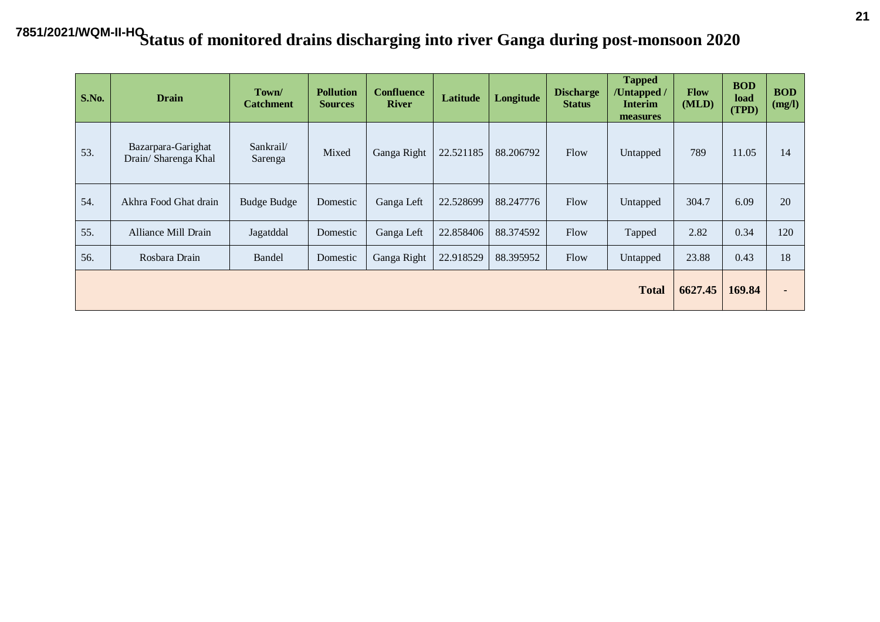7851/2021/WQM-II-HO

# Status of monitored drains discharging into river Ganga during post-monsoon 2020

| S.No. | Drain | Town/ Catchment | Pollution Sources | Confluence River | Latitude | Longitude | Discharge Status | Tapped /Untapped / Interim measures | Flow (MLD) | BOD load (TPD) | BOD (mg/l) |
|---|---|---|---|---|---|---|---|---|---|---|---|
| 53. | Bazarpara-Garighat Drain/ Sharenga Khal | Sankrail/ Sarenga | Mixed | Ganga Right | 22.521185 | 88.206792 | Flow | Untapped | 789 | 11.05 | 14 |
| 54. | Akhra Food Ghat drain | Budge Budge | Domestic | Ganga Left | 22.528699 | 88.247776 | Flow | Untapped | 304.7 | 6.09 | 20 |
| 55. | Alliance Mill Drain | Jagatddal | Domestic | Ganga Left | 22.858406 | 88.374592 | Flow | Tapped | 2.82 | 0.34 | 120 |
| 56. | Rosbara Drain | Bandel | Domestic | Ganga Right | 22.918529 | 88.395952 | Flow | Untapped | 23.88 | 0.43 | 18 |
| | | | | | | | | **Total** | **6627.45** | **169.84** | - |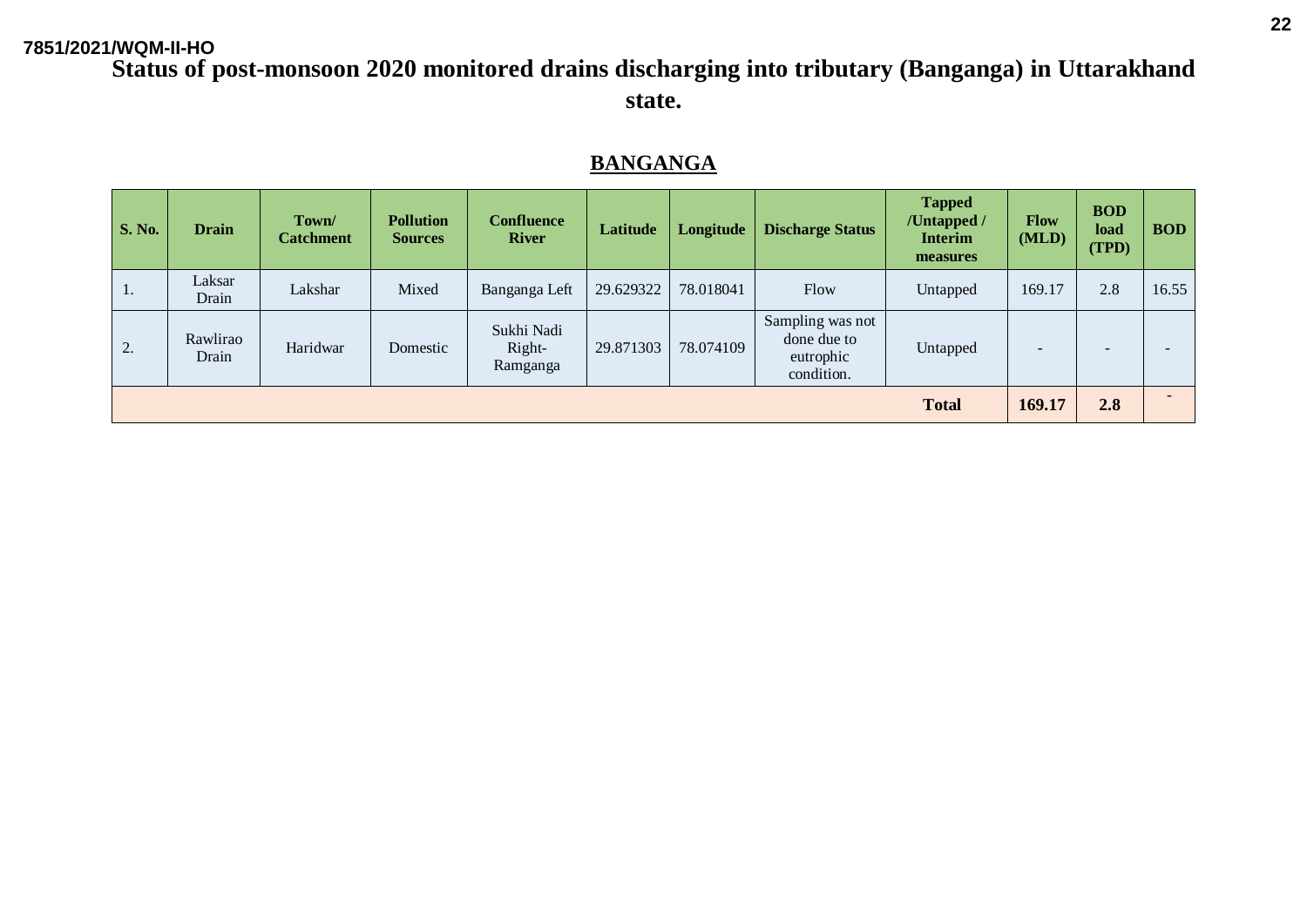7851/2021/WQM-II-HO

# Status of post-monsoon 2020 monitored drains discharging into tributary (Banganga) in Uttarakhand state.

## BANGANGA

| S. No. | Drain | Town/ Catchment | Pollution Sources | Confluence River | Latitude | Longitude | Discharge Status | Tapped /Untapped / Interim measures | Flow (MLD) | BOD load (TPD) | BOD |
|---|---|---|---|---|---|---|---|---|---|---|---|
| 1. | Laksar Drain | Lakshar | Mixed | Banganga Left | 29.629322 | 78.018041 | Flow | Untapped | 169.17 | 2.8 | 16.55 |
| 2. | Rawlirao Drain | Haridwar | Domestic | Sukhi Nadi Right-Ramganga | 29.871303 | 78.074109 | Sampling was not done due to eutrophic condition. | Untapped | - | - | - |
| | | | | | | | | **Total** | **169.17** | **2.8** | - |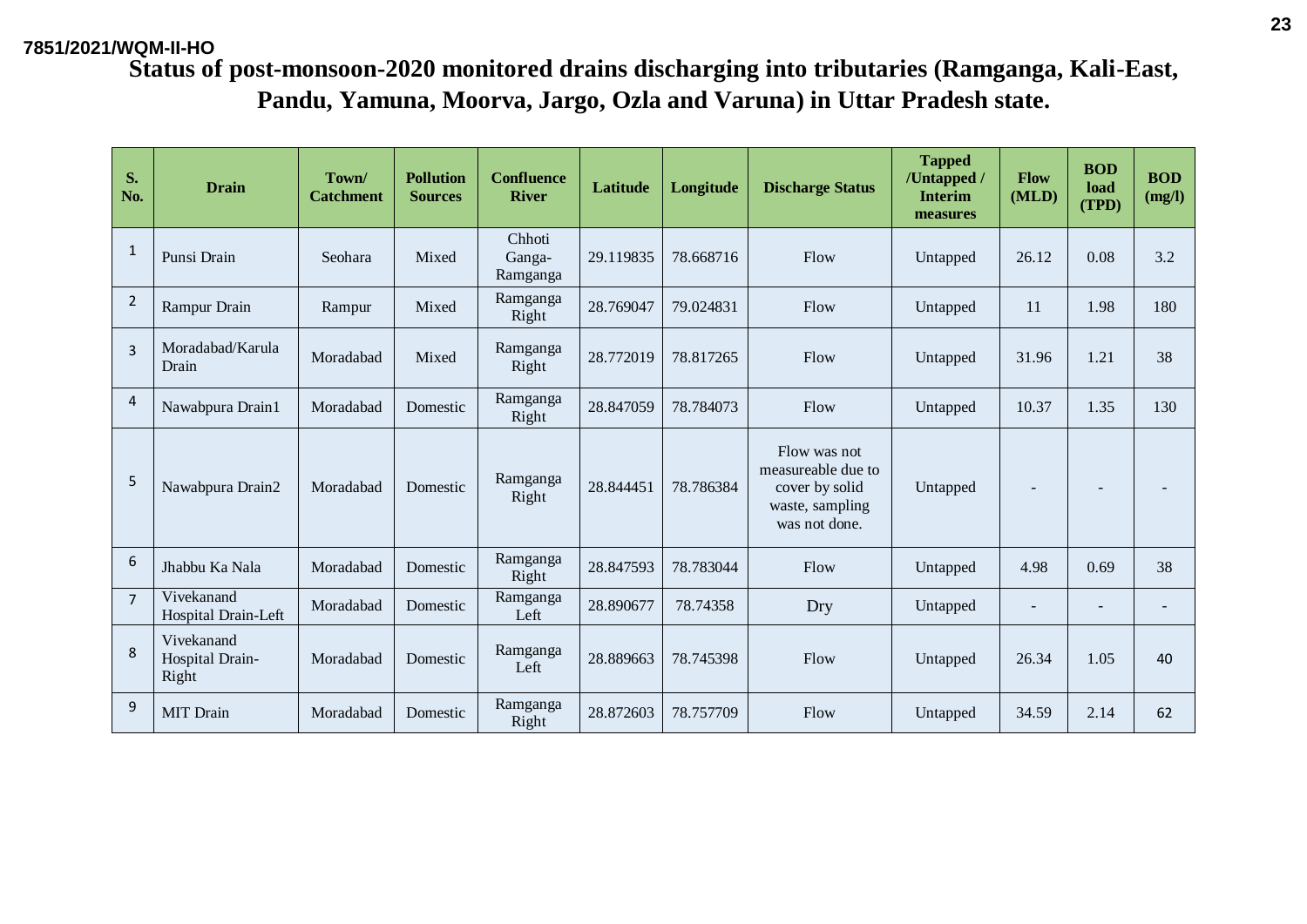7851/2021/WQM-II-HO

## Status of post-monsoon-2020 monitored drains discharging into tributaries (Ramganga, Kali-East, Pandu, Yamuna, Moorva, Jargo, Ozla and Varuna) in Uttar Pradesh state.

| S. No. | Drain | Town/ Catchment | Pollution Sources | Confluence River | Latitude | Longitude | Discharge Status | Tapped /Untapped / Interim measures | Flow (MLD) | BOD load (TPD) | BOD (mg/l) |
|---|---|---|---|---|---|---|---|---|---|---|---|
| 1 | Punsi Drain | Seohara | Mixed | Chhoti Ganga-Ramganga | 29.119835 | 78.668716 | Flow | Untapped | 26.12 | 0.08 | 3.2 |
| 2 | Rampur Drain | Rampur | Mixed | Ramganga Right | 28.769047 | 79.024831 | Flow | Untapped | 11 | 1.98 | 180 |
| 3 | Moradabad/Karula Drain | Moradabad | Mixed | Ramganga Right | 28.772019 | 78.817265 | Flow | Untapped | 31.96 | 1.21 | 38 |
| 4 | Nawabpura Drain1 | Moradabad | Domestic | Ramganga Right | 28.847059 | 78.784073 | Flow | Untapped | 10.37 | 1.35 | 130 |
| 5 | Nawabpura Drain2 | Moradabad | Domestic | Ramganga Right | 28.844451 | 78.786384 | Flow was not measureable due to cover by solid waste, sampling was not done. | Untapped | - | - | - |
| 6 | Jhabbu Ka Nala | Moradabad | Domestic | Ramganga Right | 28.847593 | 78.783044 | Flow | Untapped | 4.98 | 0.69 | 38 |
| 7 | Vivekanand Hospital Drain-Left | Moradabad | Domestic | Ramganga Left | 28.890677 | 78.74358 | Dry | Untapped | - | - | - |
| 8 | Vivekanand Hospital Drain-Right | Moradabad | Domestic | Ramganga Left | 28.889663 | 78.745398 | Flow | Untapped | 26.34 | 1.05 | 40 |
| 9 | MIT Drain | Moradabad | Domestic | Ramganga Right | 28.872603 | 78.757709 | Flow | Untapped | 34.59 | 2.14 | 62 |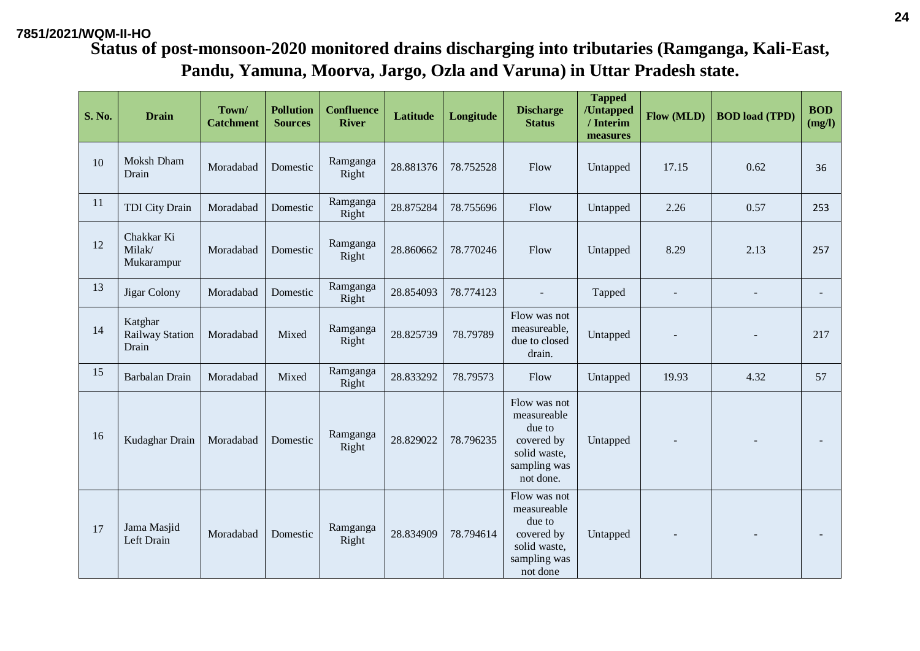7851/2021/WQM-II-HO

## Status of post-monsoon-2020 monitored drains discharging into tributaries (Ramganga, Kali-East, Pandu, Yamuna, Moorva, Jargo, Ozla and Varuna) in Uttar Pradesh state.

| S. No. | Drain | Town/ Catchment | Pollution Sources | Confluence River | Latitude | Longitude | Discharge Status | Tapped /Untapped / Interim measures | Flow (MLD) | BOD load (TPD) | BOD (mg/l) |
|---|---|---|---|---|---|---|---|---|---|---|---|
| 10 | Moksh Dham Drain | Moradabad | Domestic | Ramganga Right | 28.881376 | 78.752528 | Flow | Untapped | 17.15 | 0.62 | 36 |
| 11 | TDI City Drain | Moradabad | Domestic | Ramganga Right | 28.875284 | 78.755696 | Flow | Untapped | 2.26 | 0.57 | 253 |
| 12 | Chakkar Ki Milak/ Mukarampur | Moradabad | Domestic | Ramganga Right | 28.860662 | 78.770246 | Flow | Untapped | 8.29 | 2.13 | 257 |
| 13 | Jigar Colony | Moradabad | Domestic | Ramganga Right | 28.854093 | 78.774123 | - | Tapped | - | - | - |
| 14 | Katghar Railway Station Drain | Moradabad | Mixed | Ramganga Right | 28.825739 | 78.79789 | Flow was not measureable, due to closed drain. | Untapped | - | - | 217 |
| 15 | Barbalan Drain | Moradabad | Mixed | Ramganga Right | 28.833292 | 78.79573 | Flow | Untapped | 19.93 | 4.32 | 57 |
| 16 | Kudaghar Drain | Moradabad | Domestic | Ramganga Right | 28.829022 | 78.796235 | Flow was not measureable due to covered by solid waste, sampling was not done. | Untapped | - | - | - |
| 17 | Jama Masjid Left Drain | Moradabad | Domestic | Ramganga Right | 28.834909 | 78.794614 | Flow was not measureable due to covered by solid waste, sampling was not done | Untapped | - | - | - |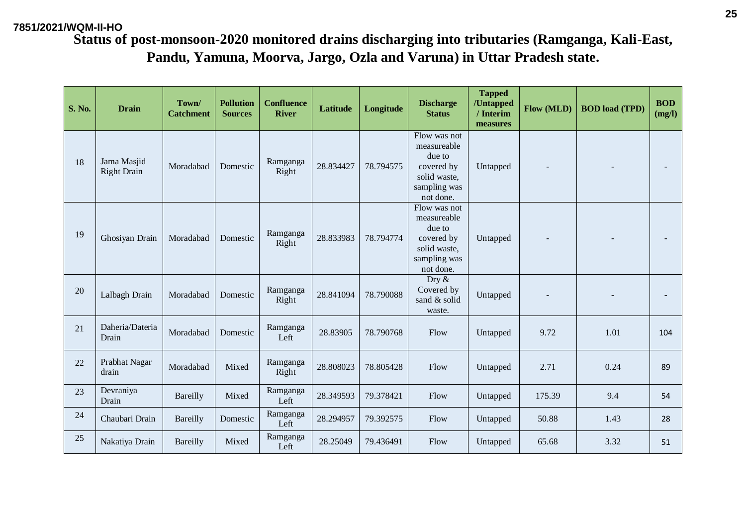7851/2021/WQM-II-HO

# Status of post-monsoon-2020 monitored drains discharging into tributaries (Ramganga, Kali-East, Pandu, Yamuna, Moorva, Jargo, Ozla and Varuna) in Uttar Pradesh state.

| S. No. | Drain | Town/ Catchment | Pollution Sources | Confluence River | Latitude | Longitude | Discharge Status | Tapped /Untapped / Interim measures | Flow (MLD) | BOD load (TPD) | BOD (mg/l) |
|---|---|---|---|---|---|---|---|---|---|---|---|
| 18 | Jama Masjid Right Drain | Moradabad | Domestic | Ramganga Right | 28.834427 | 78.794575 | Flow was not measureable due to covered by solid waste, sampling was not done. | Untapped | - | - | - |
| 19 | Ghosiyan Drain | Moradabad | Domestic | Ramganga Right | 28.833983 | 78.794774 | Flow was not measureable due to covered by solid waste, sampling was not done. | Untapped | - | - | - |
| 20 | Lalbagh Drain | Moradabad | Domestic | Ramganga Right | 28.841094 | 78.790088 | Dry & Covered by sand & solid waste. | Untapped | - | - | - |
| 21 | Daheria/Dateria Drain | Moradabad | Domestic | Ramganga Left | 28.83905 | 78.790768 | Flow | Untapped | 9.72 | 1.01 | 104 |
| 22 | Prabhat Nagar drain | Moradabad | Mixed | Ramganga Right | 28.808023 | 78.805428 | Flow | Untapped | 2.71 | 0.24 | 89 |
| 23 | Devraniya Drain | Bareilly | Mixed | Ramganga Left | 28.349593 | 79.378421 | Flow | Untapped | 175.39 | 9.4 | 54 |
| 24 | Chaubari Drain | Bareilly | Domestic | Ramganga Left | 28.294957 | 79.392575 | Flow | Untapped | 50.88 | 1.43 | 28 |
| 25 | Nakatiya Drain | Bareilly | Mixed | Ramganga Left | 28.25049 | 79.436491 | Flow | Untapped | 65.68 | 3.32 | 51 |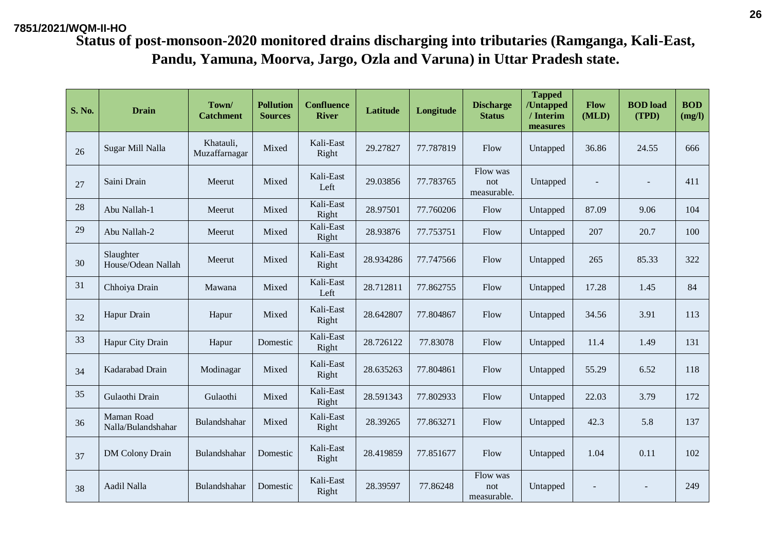7851/2021/WQM-II-HO

# Status of post-monsoon-2020 monitored drains discharging into tributaries (Ramganga, Kali-East, Pandu, Yamuna, Moorva, Jargo, Ozla and Varuna) in Uttar Pradesh state.

| S. No. | Drain | Town/ Catchment | Pollution Sources | Confluence River | Latitude | Longitude | Discharge Status | Tapped /Untapped / Interim measures | Flow (MLD) | BOD load (TPD) | BOD (mg/l) |
|---|---|---|---|---|---|---|---|---|---|---|---|
| 26 | Sugar Mill Nalla | Khatauli, Muzaffarnagar | Mixed | Kali-East Right | 29.27827 | 77.787819 | Flow | Untapped | 36.86 | 24.55 | 666 |
| 27 | Saini Drain | Meerut | Mixed | Kali-East Left | 29.03856 | 77.783765 | Flow was not measurable. | Untapped | - | - | 411 |
| 28 | Abu Nallah-1 | Meerut | Mixed | Kali-East Right | 28.97501 | 77.760206 | Flow | Untapped | 87.09 | 9.06 | 104 |
| 29 | Abu Nallah-2 | Meerut | Mixed | Kali-East Right | 28.93876 | 77.753751 | Flow | Untapped | 207 | 20.7 | 100 |
| 30 | Slaughter House/Odean Nallah | Meerut | Mixed | Kali-East Right | 28.934286 | 77.747566 | Flow | Untapped | 265 | 85.33 | 322 |
| 31 | Chhoiya Drain | Mawana | Mixed | Kali-East Left | 28.712811 | 77.862755 | Flow | Untapped | 17.28 | 1.45 | 84 |
| 32 | Hapur Drain | Hapur | Mixed | Kali-East Right | 28.642807 | 77.804867 | Flow | Untapped | 34.56 | 3.91 | 113 |
| 33 | Hapur City Drain | Hapur | Domestic | Kali-East Right | 28.726122 | 77.83078 | Flow | Untapped | 11.4 | 1.49 | 131 |
| 34 | Kadarabad Drain | Modinagar | Mixed | Kali-East Right | 28.635263 | 77.804861 | Flow | Untapped | 55.29 | 6.52 | 118 |
| 35 | Gulaothi Drain | Gulaothi | Mixed | Kali-East Right | 28.591343 | 77.802933 | Flow | Untapped | 22.03 | 3.79 | 172 |
| 36 | Maman Road Nalla/Bulandshahar | Bulandshahar | Mixed | Kali-East Right | 28.39265 | 77.863271 | Flow | Untapped | 42.3 | 5.8 | 137 |
| 37 | DM Colony Drain | Bulandshahar | Domestic | Kali-East Right | 28.419859 | 77.851677 | Flow | Untapped | 1.04 | 0.11 | 102 |
| 38 | Aadil Nalla | Bulandshahar | Domestic | Kali-East Right | 28.39597 | 77.86248 | Flow was not measurable. | Untapped | - | - | 249 |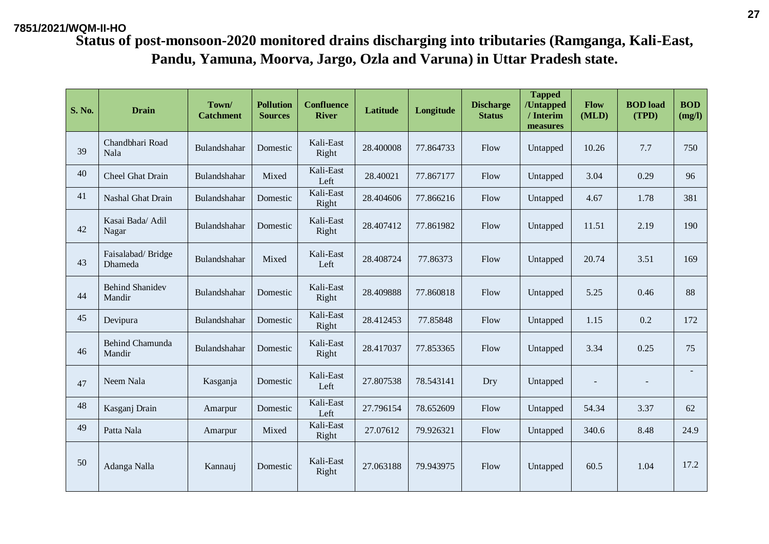7851/2021/WQM-II-HO

## Status of post-monsoon-2020 monitored drains discharging into tributaries (Ramganga, Kali-East, Pandu, Yamuna, Moorva, Jargo, Ozla and Varuna) in Uttar Pradesh state.

| S. No. | Drain | Town/ Catchment | Pollution Sources | Confluence River | Latitude | Longitude | Discharge Status | Tapped /Untapped / Interim measures | Flow (MLD) | BOD load (TPD) | BOD (mg/l) |
|---|---|---|---|---|---|---|---|---|---|---|---|
| 39 | Chandbhari Road Nala | Bulandshahar | Domestic | Kali-East Right | 28.400008 | 77.864733 | Flow | Untapped | 10.26 | 7.7 | 750 |
| 40 | Cheel Ghat Drain | Bulandshahar | Mixed | Kali-East Left | 28.40021 | 77.867177 | Flow | Untapped | 3.04 | 0.29 | 96 |
| 41 | Nashal Ghat Drain | Bulandshahar | Domestic | Kali-East Right | 28.404606 | 77.866216 | Flow | Untapped | 4.67 | 1.78 | 381 |
| 42 | Kasai Bada/ Adil Nagar | Bulandshahar | Domestic | Kali-East Right | 28.407412 | 77.861982 | Flow | Untapped | 11.51 | 2.19 | 190 |
| 43 | Faisalabad/ Bridge Dhameda | Bulandshahar | Mixed | Kali-East Left | 28.408724 | 77.86373 | Flow | Untapped | 20.74 | 3.51 | 169 |
| 44 | Behind Shanidev Mandir | Bulandshahar | Domestic | Kali-East Right | 28.409888 | 77.860818 | Flow | Untapped | 5.25 | 0.46 | 88 |
| 45 | Devipura | Bulandshahar | Domestic | Kali-East Right | 28.412453 | 77.85848 | Flow | Untapped | 1.15 | 0.2 | 172 |
| 46 | Behind Chamunda Mandir | Bulandshahar | Domestic | Kali-East Right | 28.417037 | 77.853365 | Flow | Untapped | 3.34 | 0.25 | 75 |
| 47 | Neem Nala | Kasganja | Domestic | Kali-East Left | 27.807538 | 78.543141 | Dry | Untapped | - | - | - |
| 48 | Kasganj Drain | Amarpur | Domestic | Kali-East Left | 27.796154 | 78.652609 | Flow | Untapped | 54.34 | 3.37 | 62 |
| 49 | Patta Nala | Amarpur | Mixed | Kali-East Right | 27.07612 | 79.926321 | Flow | Untapped | 340.6 | 8.48 | 24.9 |
| 50 | Adanga Nalla | Kannauj | Domestic | Kali-East Right | 27.063188 | 79.943975 | Flow | Untapped | 60.5 | 1.04 | 17.2 |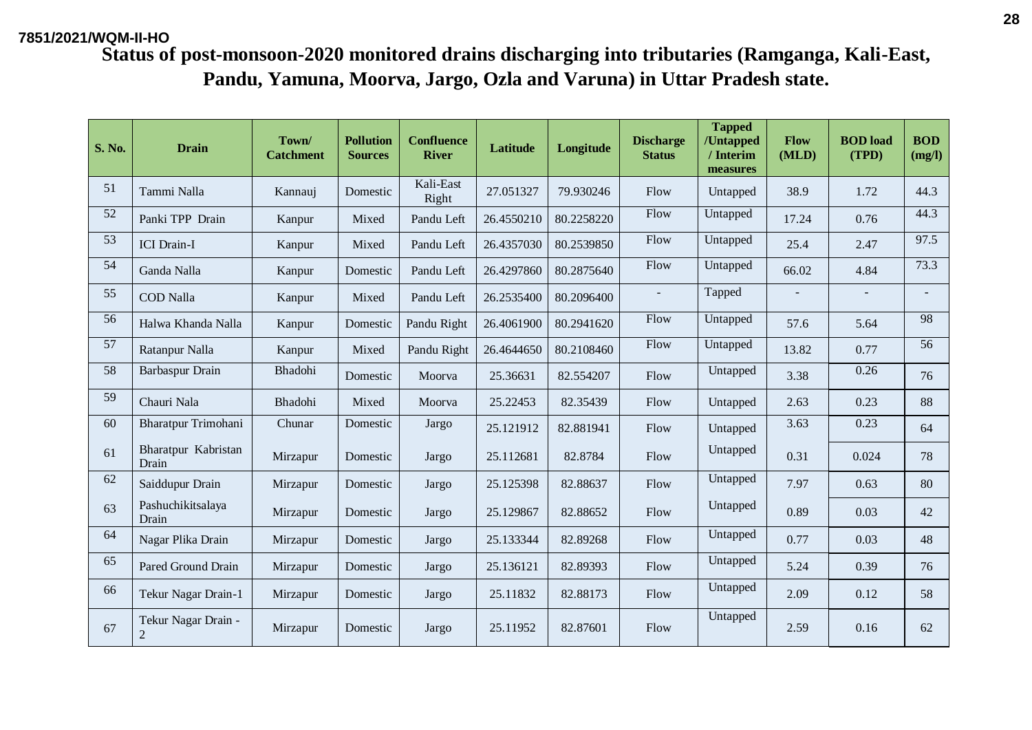7851/2021/WQM-II-HO

# Status of post-monsoon-2020 monitored drains discharging into tributaries (Ramganga, Kali-East, Pandu, Yamuna, Moorva, Jargo, Ozla and Varuna) in Uttar Pradesh state.

| S. No. | Drain | Town/ Catchment | Pollution Sources | Confluence River | Latitude | Longitude | Discharge Status | Tapped /Untapped / Interim measures | Flow (MLD) | BOD load (TPD) | BOD (mg/l) |
|---|---|---|---|---|---|---|---|---|---|---|---|
| 51 | Tammi Nalla | Kannauj | Domestic | Kali-East Right | 27.051327 | 79.930246 | Flow | Untapped | 38.9 | 1.72 | 44.3 |
| 52 | Panki TPP Drain | Kanpur | Mixed | Pandu Left | 26.4550210 | 80.2258220 | Flow | Untapped | 17.24 | 0.76 | 44.3 |
| 53 | ICI Drain-I | Kanpur | Mixed | Pandu Left | 26.4357030 | 80.2539850 | Flow | Untapped | 25.4 | 2.47 | 97.5 |
| 54 | Ganda Nalla | Kanpur | Domestic | Pandu Left | 26.4297860 | 80.2875640 | Flow | Untapped | 66.02 | 4.84 | 73.3 |
| 55 | COD Nalla | Kanpur | Mixed | Pandu Left | 26.2535400 | 80.2096400 | - | Tapped | - | - | - |
| 56 | Halwa Khanda Nalla | Kanpur | Domestic | Pandu Right | 26.4061900 | 80.2941620 | Flow | Untapped | 57.6 | 5.64 | 98 |
| 57 | Ratanpur Nalla | Kanpur | Mixed | Pandu Right | 26.4644650 | 80.2108460 | Flow | Untapped | 13.82 | 0.77 | 56 |
| 58 | Barbaspur Drain | Bhadohi | Domestic | Moorva | 25.36631 | 82.554207 | Flow | Untapped | 3.38 | 0.26 | 76 |
| 59 | Chauri Nala | Bhadohi | Mixed | Moorva | 25.22453 | 82.35439 | Flow | Untapped | 2.63 | 0.23 | 88 |
| 60 | Bharatpur Trimohani | Chunar | Domestic | Jargo | 25.121912 | 82.881941 | Flow | Untapped | 3.63 | 0.23 | 64 |
| 61 | Bharatpur Kabristan Drain | Mirzapur | Domestic | Jargo | 25.112681 | 82.8784 | Flow | Untapped | 0.31 | 0.024 | 78 |
| 62 | Saiddupur Drain | Mirzapur | Domestic | Jargo | 25.125398 | 82.88637 | Flow | Untapped | 7.97 | 0.63 | 80 |
| 63 | Pashuchikitsalaya Drain | Mirzapur | Domestic | Jargo | 25.129867 | 82.88652 | Flow | Untapped | 0.89 | 0.03 | 42 |
| 64 | Nagar Plika Drain | Mirzapur | Domestic | Jargo | 25.133344 | 82.89268 | Flow | Untapped | 0.77 | 0.03 | 48 |
| 65 | Pared Ground Drain | Mirzapur | Domestic | Jargo | 25.136121 | 82.89393 | Flow | Untapped | 5.24 | 0.39 | 76 |
| 66 | Tekur Nagar Drain-1 | Mirzapur | Domestic | Jargo | 25.11832 | 82.88173 | Flow | Untapped | 2.09 | 0.12 | 58 |
| 67 | Tekur Nagar Drain - 2 | Mirzapur | Domestic | Jargo | 25.11952 | 82.87601 | Flow | Untapped | 2.59 | 0.16 | 62 |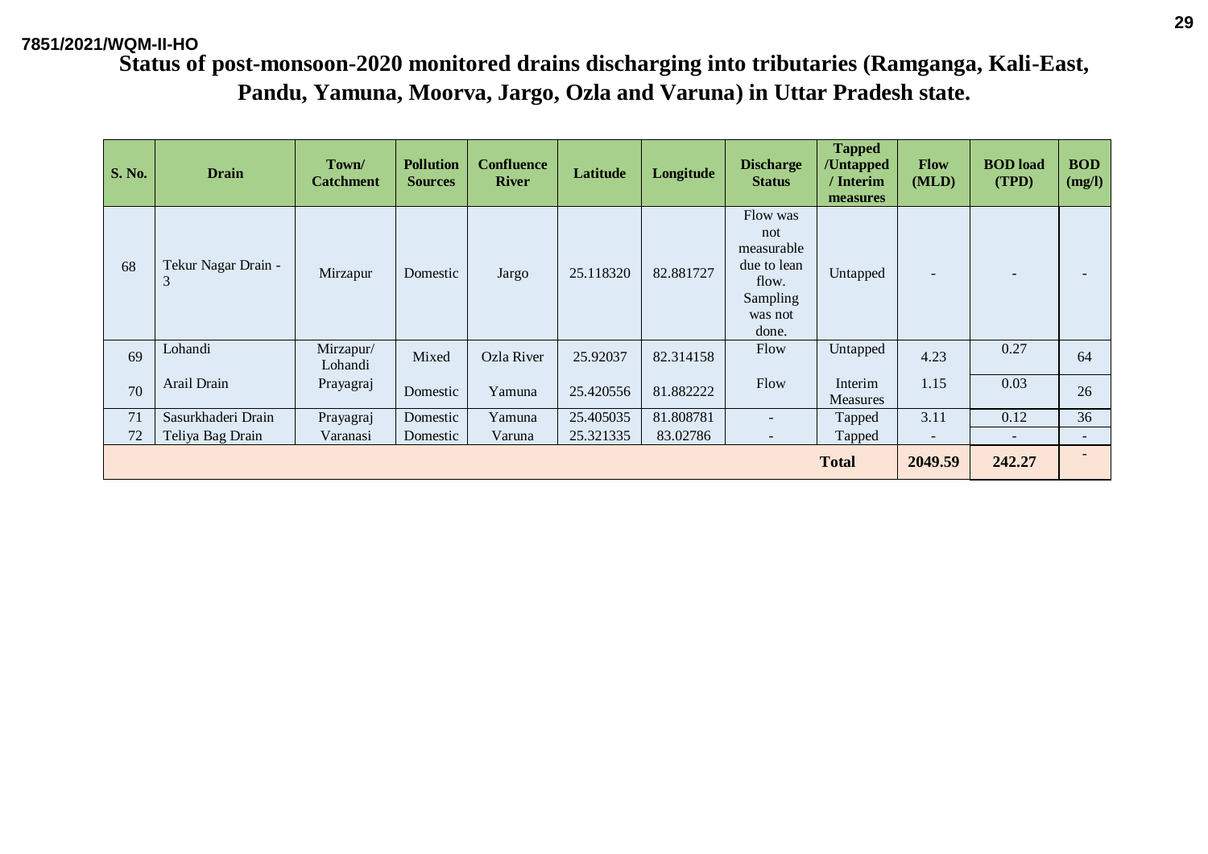7851/2021/WQM-II-HO

## Status of post-monsoon-2020 monitored drains discharging into tributaries (Ramganga, Kali-East, Pandu, Yamuna, Moorva, Jargo, Ozla and Varuna) in Uttar Pradesh state.

| S. No. | Drain | Town/ Catchment | Pollution Sources | Confluence River | Latitude | Longitude | Discharge Status | Tapped /Untapped / Interim measures | Flow (MLD) | BOD load (TPD) | BOD (mg/l) |
|---|---|---|---|---|---|---|---|---|---|---|---|
| 68 | Tekur Nagar Drain - 3 | Mirzapur | Domestic | Jargo | 25.118320 | 82.881727 | Flow was not measurable due to lean flow. Sampling was not done. | Untapped | - | - | - |
| 69 | Lohandi | Mirzapur/ Lohandi | Mixed | Ozla River | 25.92037 | 82.314158 | Flow | Untapped | 4.23 | 0.27 | 64 |
| 70 | Arail Drain | Prayagraj | Domestic | Yamuna | 25.420556 | 81.882222 | Flow | Interim Measures | 1.15 | 0.03 | 26 |
| 71 | Sasurkhaderi Drain | Prayagraj | Domestic | Yamuna | 25.405035 | 81.808781 | - | Tapped | 3.11 | 0.12 | 36 |
| 72 | Teliya Bag Drain | Varanasi | Domestic | Varuna | 25.321335 | 83.02786 | - | Tapped | - | - | - |
| | | | | | | | | **Total** | **2049.59** | **242.27** | - |